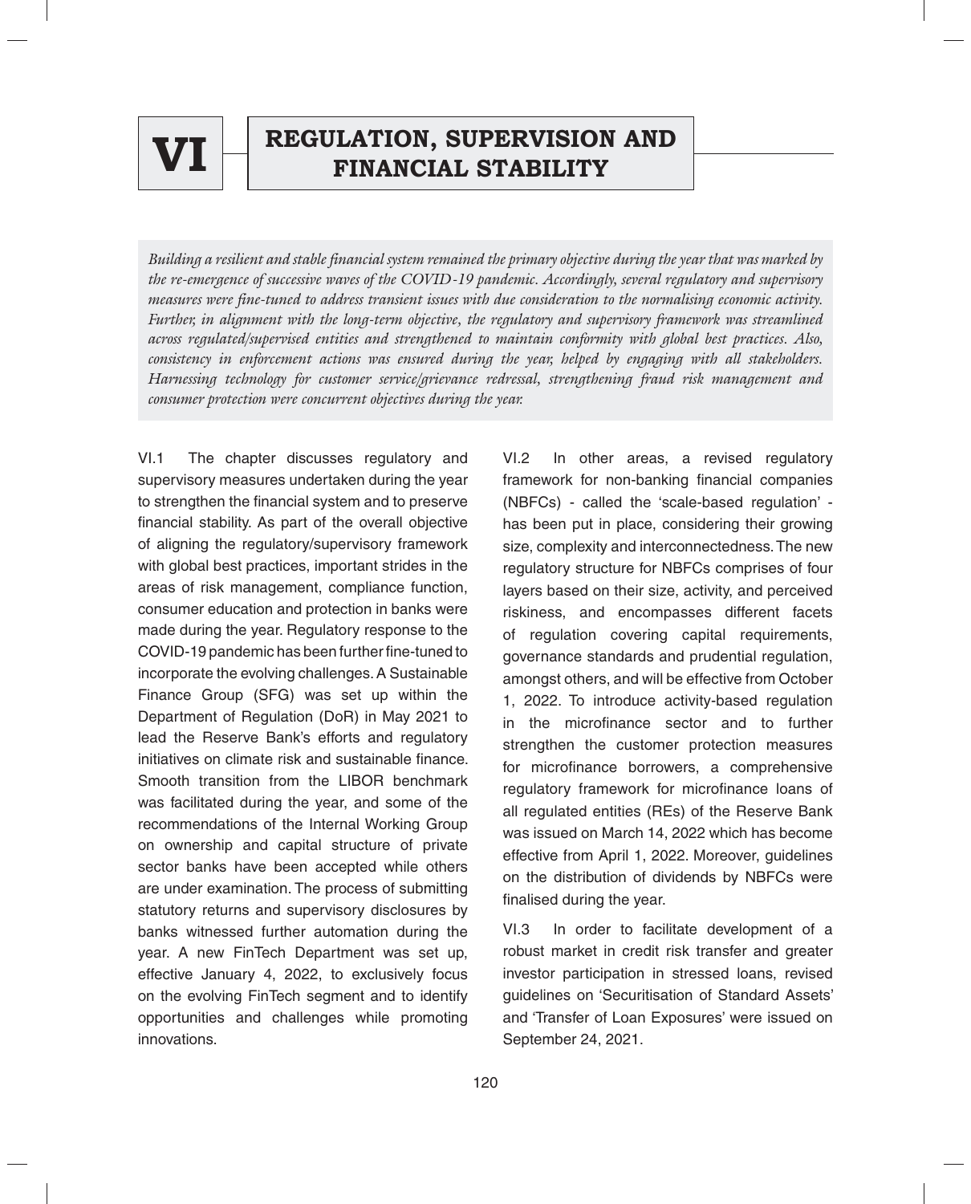# VI REGULATION, SUPERVISION AND FINANCIAL STABILITY

*Building a resilient and stable financial system remained the primary objective during the year that was marked by the re-emergence of successive waves of the COVID-19 pandemic. Accordingly, several regulatory and supervisory measures were fine-tuned to address transient issues with due consideration to the normalising economic activity. Further, in alignment with the long-term objective, the regulatory and supervisory framework was streamlined across regulated/supervised entities and strengthened to maintain conformity with global best practices. Also, consistency in enforcement actions was ensured during the year, helped by engaging with all stakeholders. Harnessing technology for customer service/grievance redressal, strengthening fraud risk management and consumer protection were concurrent objectives during the year.*

VI.1 The chapter discusses regulatory and supervisory measures undertaken during the year to strengthen the financial system and to preserve financial stability. As part of the overall objective of aligning the regulatory/supervisory framework with global best practices, important strides in the areas of risk management, compliance function, consumer education and protection in banks were made during the year. Regulatory response to the COVID-19 pandemic has been further fine-tuned to incorporate the evolving challenges. A Sustainable Finance Group (SFG) was set up within the Department of Regulation (DoR) in May 2021 to lead the Reserve Bank's efforts and regulatory initiatives on climate risk and sustainable finance. Smooth transition from the LIBOR benchmark was facilitated during the year, and some of the recommendations of the Internal Working Group on ownership and capital structure of private sector banks have been accepted while others are under examination. The process of submitting statutory returns and supervisory disclosures by banks witnessed further automation during the year. A new FinTech Department was set up, effective January 4, 2022, to exclusively focus on the evolving FinTech segment and to identify opportunities and challenges while promoting innovations.

VI.2 In other areas, a revised regulatory framework for non-banking financial companies (NBFCs) - called the 'scale-based regulation' - has been put in place, considering their growing size, complexity and interconnectedness. The new regulatory structure for NBFCs comprises of four layers based on their size, activity, and perceived riskiness, and encompasses different facets of regulation covering capital requirements, governance standards and prudential regulation, amongst others, and will be effective from October 1, 2022. To introduce activity-based regulation in the microfinance sector and to further strengthen the customer protection measures for microfinance borrowers, a comprehensive regulatory framework for microfinance loans of all regulated entities (REs) of the Reserve Bank was issued on March 14, 2022 which has become effective from April 1, 2022. Moreover, guidelines on the distribution of dividends by NBFCs were finalised during the year.

VI.3 In order to facilitate development of a robust market in credit risk transfer and greater investor participation in stressed loans, revised guidelines on 'Securitisation of Standard Assets' and 'Transfer of Loan Exposures' were issued on September 24, 2021.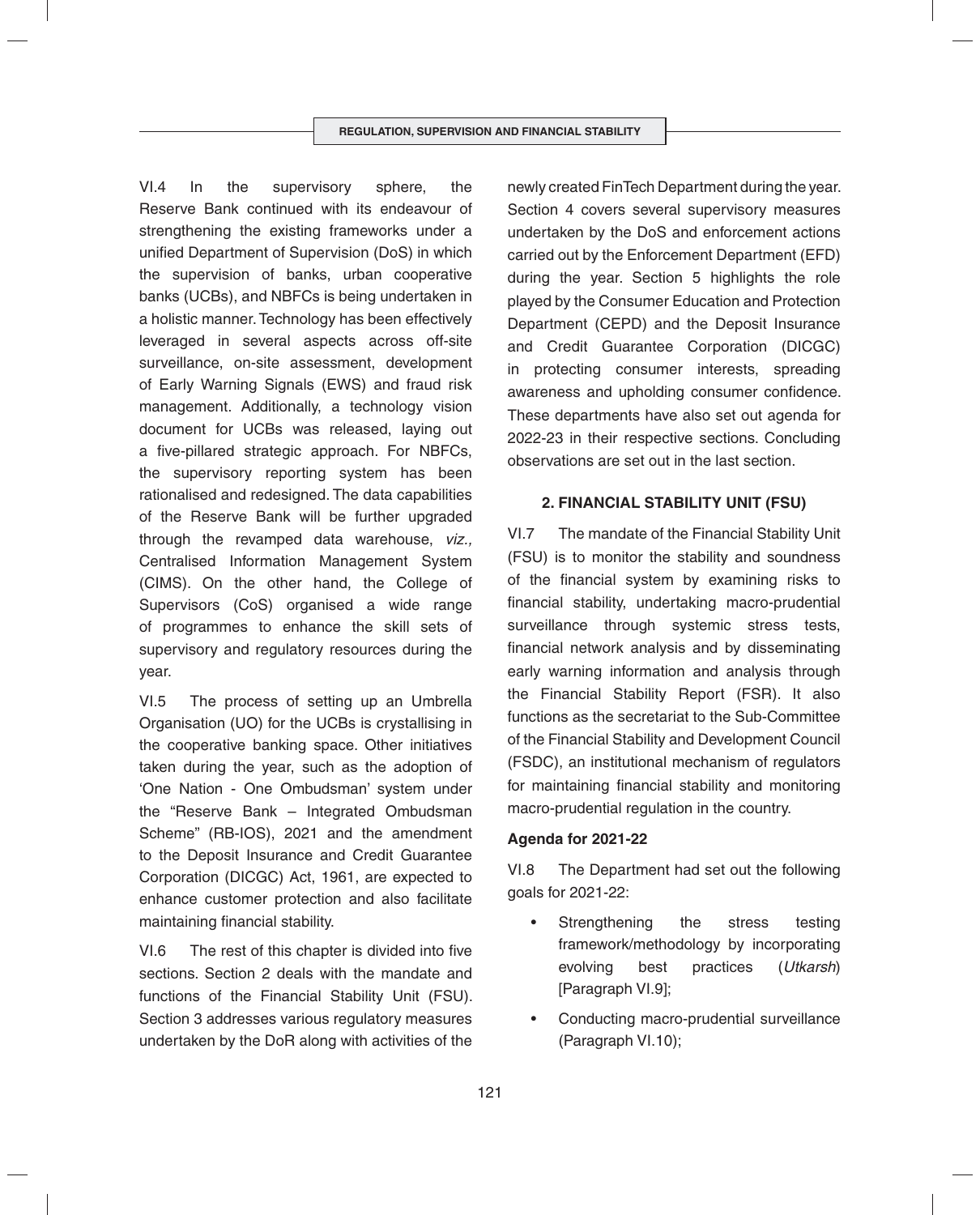VI.4 In the supervisory sphere, the Reserve Bank continued with its endeavour of strengthening the existing frameworks under a unified Department of Supervision (DoS) in which the supervision of banks, urban cooperative banks (UCBs), and NBFCs is being undertaken in a holistic manner. Technology has been effectively leveraged in several aspects across off-site surveillance, on-site assessment, development of Early Warning Signals (EWS) and fraud risk management. Additionally, a technology vision document for UCBs was released, laying out a five-pillared strategic approach. For NBFCs, the supervisory reporting system has been rationalised and redesigned. The data capabilities of the Reserve Bank will be further upgraded through the revamped data warehouse, *viz.,* Centralised Information Management System (CIMS). On the other hand, the College of Supervisors (CoS) organised a wide range of programmes to enhance the skill sets of supervisory and regulatory resources during the year.

VI.5 The process of setting up an Umbrella Organisation (UO) for the UCBs is crystallising in the cooperative banking space. Other initiatives taken during the year, such as the adoption of 'One Nation - One Ombudsman' system under the "Reserve Bank – Integrated Ombudsman Scheme" (RB-IOS), 2021 and the amendment to the Deposit Insurance and Credit Guarantee Corporation (DICGC) Act, 1961, are expected to enhance customer protection and also facilitate maintaining financial stability.

VI.6 The rest of this chapter is divided into five sections. Section 2 deals with the mandate and functions of the Financial Stability Unit (FSU). Section 3 addresses various regulatory measures undertaken by the DoR along with activities of the newly created FinTech Department during the year. Section 4 covers several supervisory measures undertaken by the DoS and enforcement actions carried out by the Enforcement Department (EFD) during the year. Section 5 highlights the role played by the Consumer Education and Protection Department (CEPD) and the Deposit Insurance and Credit Guarantee Corporation (DICGC) in protecting consumer interests, spreading awareness and upholding consumer confidence. These departments have also set out agenda for 2022-23 in their respective sections. Concluding observations are set out in the last section.

## 2. FINANCIAL STABILITY UNIT (FSU)

VI.7 The mandate of the Financial Stability Unit (FSU) is to monitor the stability and soundness of the financial system by examining risks to financial stability, undertaking macro-prudential surveillance through systemic stress tests, financial network analysis and by disseminating early warning information and analysis through the Financial Stability Report (FSR). It also functions as the secretariat to the Sub-Committee of the Financial Stability and Development Council (FSDC), an institutional mechanism of regulators for maintaining financial stability and monitoring macro-prudential regulation in the country.

### Agenda for 2021-22

VI.8 The Department had set out the following goals for 2021-22:

- Strengthening the stress testing framework/methodology by incorporating evolving best practices (*Utkarsh*) [Paragraph VI.9];
- Conducting macro-prudential surveillance (Paragraph VI.10);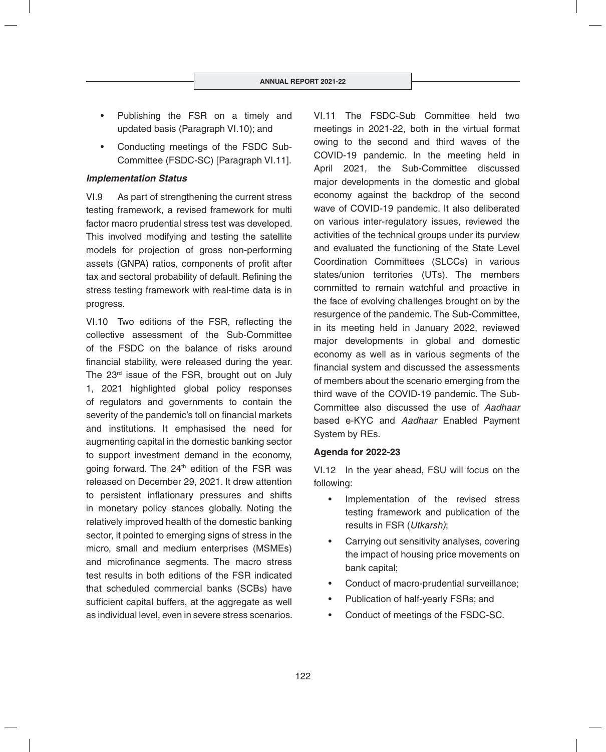- Publishing the FSR on a timely and updated basis (Paragraph VI.10); and
- Conducting meetings of the FSDC Sub-Committee (FSDC-SC) [Paragraph VI.11].

***Implementation Status***

VI.9 As part of strengthening the current stress testing framework, a revised framework for multi factor macro prudential stress test was developed. This involved modifying and testing the satellite models for projection of gross non-performing assets (GNPA) ratios, components of profit after tax and sectoral probability of default. Refining the stress testing framework with real-time data is in progress.

VI.10 Two editions of the FSR, reflecting the collective assessment of the Sub-Committee of the FSDC on the balance of risks around financial stability, were released during the year. The 23rd issue of the FSR, brought out on July 1, 2021 highlighted global policy responses of regulators and governments to contain the severity of the pandemic's toll on financial markets and institutions. It emphasised the need for augmenting capital in the domestic banking sector to support investment demand in the economy, going forward. The 24th edition of the FSR was released on December 29, 2021. It drew attention to persistent inflationary pressures and shifts in monetary policy stances globally. Noting the relatively improved health of the domestic banking sector, it pointed to emerging signs of stress in the micro, small and medium enterprises (MSMEs) and microfinance segments. The macro stress test results in both editions of the FSR indicated that scheduled commercial banks (SCBs) have sufficient capital buffers, at the aggregate as well as individual level, even in severe stress scenarios.

VI.11 The FSDC-Sub Committee held two meetings in 2021-22, both in the virtual format owing to the second and third waves of the COVID-19 pandemic. In the meeting held in April 2021, the Sub-Committee discussed major developments in the domestic and global economy against the backdrop of the second wave of COVID-19 pandemic. It also deliberated on various inter-regulatory issues, reviewed the activities of the technical groups under its purview and evaluated the functioning of the State Level Coordination Committees (SLCCs) in various states/union territories (UTs). The members committed to remain watchful and proactive in the face of evolving challenges brought on by the resurgence of the pandemic. The Sub-Committee, in its meeting held in January 2022, reviewed major developments in global and domestic economy as well as in various segments of the financial system and discussed the assessments of members about the scenario emerging from the third wave of the COVID-19 pandemic. The Sub-Committee also discussed the use of *Aadhaar* based e-KYC and *Aadhaar* Enabled Payment System by REs.

**Agenda for 2022-23**

VI.12 In the year ahead, FSU will focus on the following:

- Implementation of the revised stress testing framework and publication of the results in FSR (*Utkarsh)*;
- Carrying out sensitivity analyses, covering the impact of housing price movements on bank capital;
- Conduct of macro-prudential surveillance;
- Publication of half-yearly FSRs; and
- Conduct of meetings of the FSDC-SC.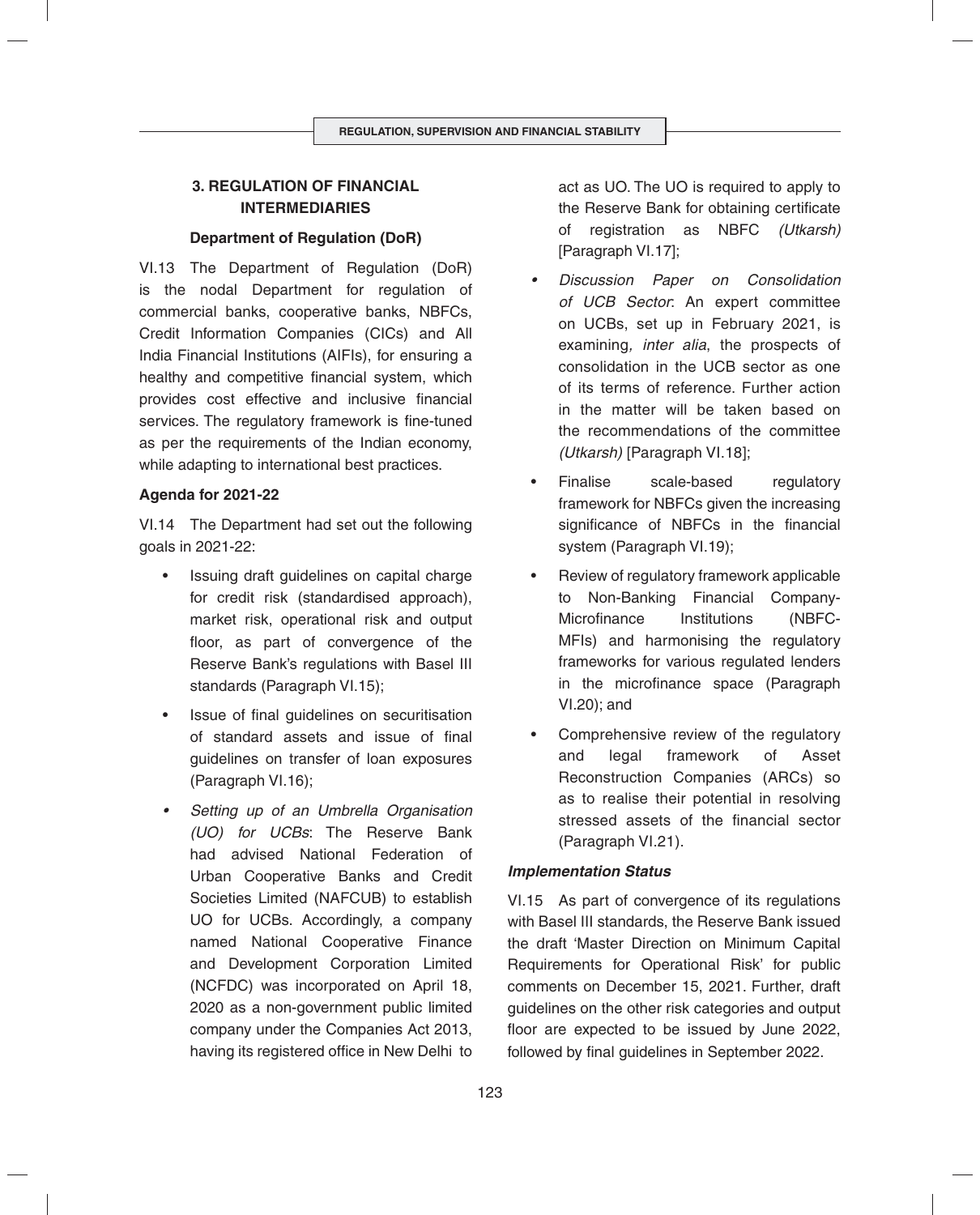## 3. REGULATION OF FINANCIAL INTERMEDIARIES

### Department of Regulation (DoR)

VI.13 The Department of Regulation (DoR) is the nodal Department for regulation of commercial banks, cooperative banks, NBFCs, Credit Information Companies (CICs) and All India Financial Institutions (AIFIs), for ensuring a healthy and competitive financial system, which provides cost effective and inclusive financial services. The regulatory framework is fine-tuned as per the requirements of the Indian economy, while adapting to international best practices.

#### Agenda for 2021-22

VI.14 The Department had set out the following goals in 2021-22:

- Issuing draft guidelines on capital charge for credit risk (standardised approach), market risk, operational risk and output floor, as part of convergence of the Reserve Bank's regulations with Basel III standards (Paragraph VI.15);
- Issue of final guidelines on securitisation of standard assets and issue of final guidelines on transfer of loan exposures (Paragraph VI.16);
- *Setting up of an Umbrella Organisation (UO) for UCBs*: The Reserve Bank had advised National Federation of Urban Cooperative Banks and Credit Societies Limited (NAFCUB) to establish UO for UCBs. Accordingly, a company named National Cooperative Finance and Development Corporation Limited (NCFDC) was incorporated on April 18, 2020 as a non-government public limited company under the Companies Act 2013, having its registered office in New Delhi to act as UO. The UO is required to apply to the Reserve Bank for obtaining certificate of registration as NBFC *(Utkarsh)* [Paragraph VI.17];
- *Discussion Paper on Consolidation of UCB Sector*: An expert committee on UCBs, set up in February 2021, is examining*, inter alia*, the prospects of consolidation in the UCB sector as one of its terms of reference. Further action in the matter will be taken based on the recommendations of the committee *(Utkarsh)* [Paragraph VI.18];
- Finalise scale-based regulatory framework for NBFCs given the increasing significance of NBFCs in the financial system (Paragraph VI.19);
- Review of regulatory framework applicable to Non-Banking Financial Company-Microfinance Institutions (NBFC-MFIs) and harmonising the regulatory frameworks for various regulated lenders in the microfinance space (Paragraph VI.20); and
- Comprehensive review of the regulatory and legal framework of Asset Reconstruction Companies (ARCs) so as to realise their potential in resolving stressed assets of the financial sector (Paragraph VI.21).

#### *Implementation Status*

VI.15 As part of convergence of its regulations with Basel III standards, the Reserve Bank issued the draft 'Master Direction on Minimum Capital Requirements for Operational Risk' for public comments on December 15, 2021. Further, draft guidelines on the other risk categories and output floor are expected to be issued by June 2022, followed by final guidelines in September 2022.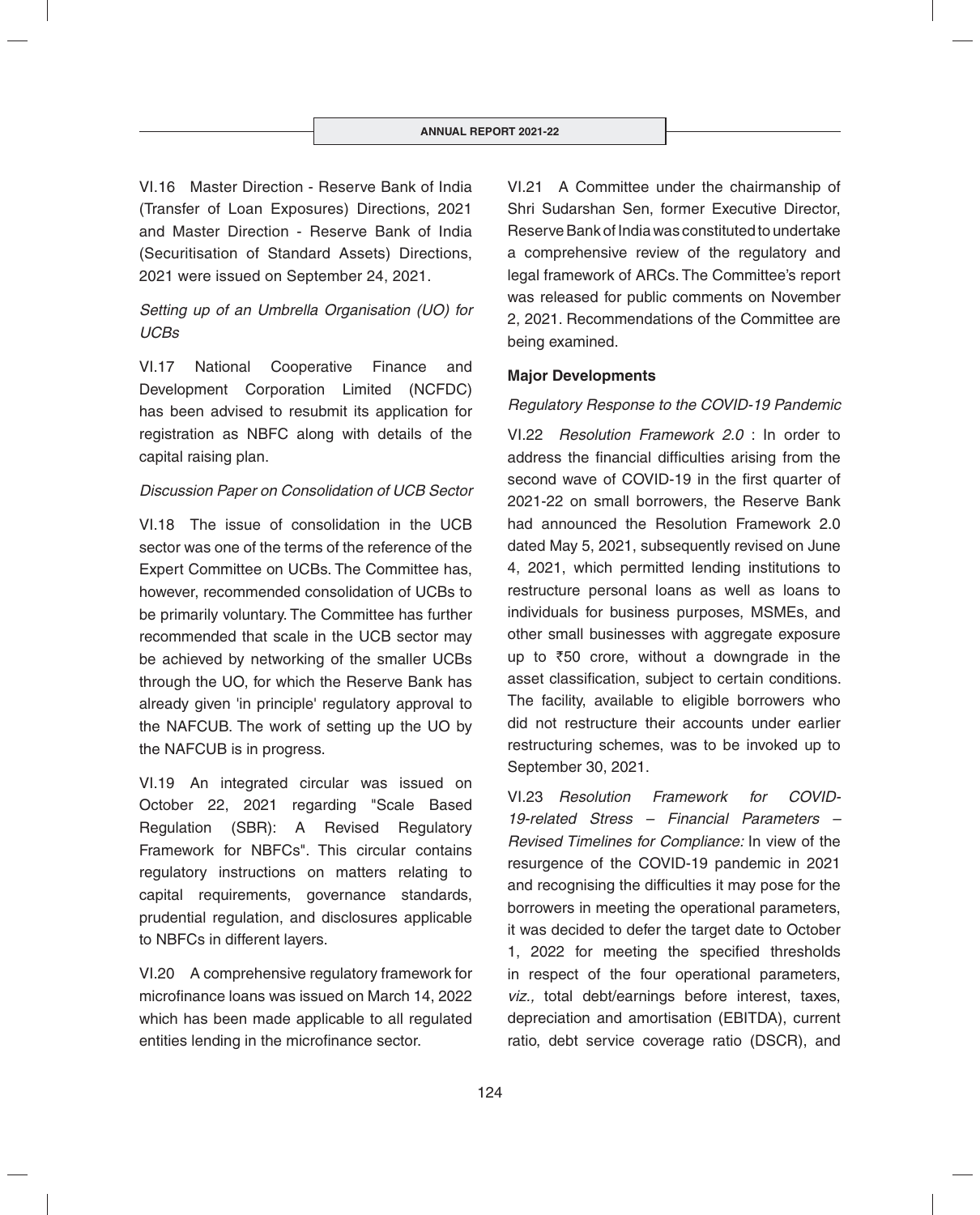VI.16 Master Direction - Reserve Bank of India (Transfer of Loan Exposures) Directions, 2021 and Master Direction - Reserve Bank of India (Securitisation of Standard Assets) Directions, 2021 were issued on September 24, 2021.

*Setting up of an Umbrella Organisation (UO) for UCBs*

VI.17 National Cooperative Finance and Development Corporation Limited (NCFDC) has been advised to resubmit its application for registration as NBFC along with details of the capital raising plan.

*Discussion Paper on Consolidation of UCB Sector*

VI.18 The issue of consolidation in the UCB sector was one of the terms of the reference of the Expert Committee on UCBs. The Committee has, however, recommended consolidation of UCBs to be primarily voluntary. The Committee has further recommended that scale in the UCB sector may be achieved by networking of the smaller UCBs through the UO, for which the Reserve Bank has already given 'in principle' regulatory approval to the NAFCUB. The work of setting up the UO by the NAFCUB is in progress.

VI.19 An integrated circular was issued on October 22, 2021 regarding "Scale Based Regulation (SBR): A Revised Regulatory Framework for NBFCs". This circular contains regulatory instructions on matters relating to capital requirements, governance standards, prudential regulation, and disclosures applicable to NBFCs in different layers.

VI.20 A comprehensive regulatory framework for microfinance loans was issued on March 14, 2022 which has been made applicable to all regulated entities lending in the microfinance sector.

VI.21 A Committee under the chairmanship of Shri Sudarshan Sen, former Executive Director, Reserve Bank of India was constituted to undertake a comprehensive review of the regulatory and legal framework of ARCs. The Committee's report was released for public comments on November 2, 2021. Recommendations of the Committee are being examined.

**Major Developments**

*Regulatory Response to the COVID-19 Pandemic*

VI.22 *Resolution Framework 2.0* : In order to address the financial difficulties arising from the second wave of COVID-19 in the first quarter of 2021-22 on small borrowers, the Reserve Bank had announced the Resolution Framework 2.0 dated May 5, 2021, subsequently revised on June 4, 2021, which permitted lending institutions to restructure personal loans as well as loans to individuals for business purposes, MSMEs, and other small businesses with aggregate exposure up to ₹50 crore, without a downgrade in the asset classification, subject to certain conditions. The facility, available to eligible borrowers who did not restructure their accounts under earlier restructuring schemes, was to be invoked up to September 30, 2021.

VI.23 *Resolution Framework for COVID-19-related Stress – Financial Parameters – Revised Timelines for Compliance:* In view of the resurgence of the COVID-19 pandemic in 2021 and recognising the difficulties it may pose for the borrowers in meeting the operational parameters, it was decided to defer the target date to October 1, 2022 for meeting the specified thresholds in respect of the four operational parameters, *viz.,* total debt/earnings before interest, taxes, depreciation and amortisation (EBITDA), current ratio, debt service coverage ratio (DSCR), and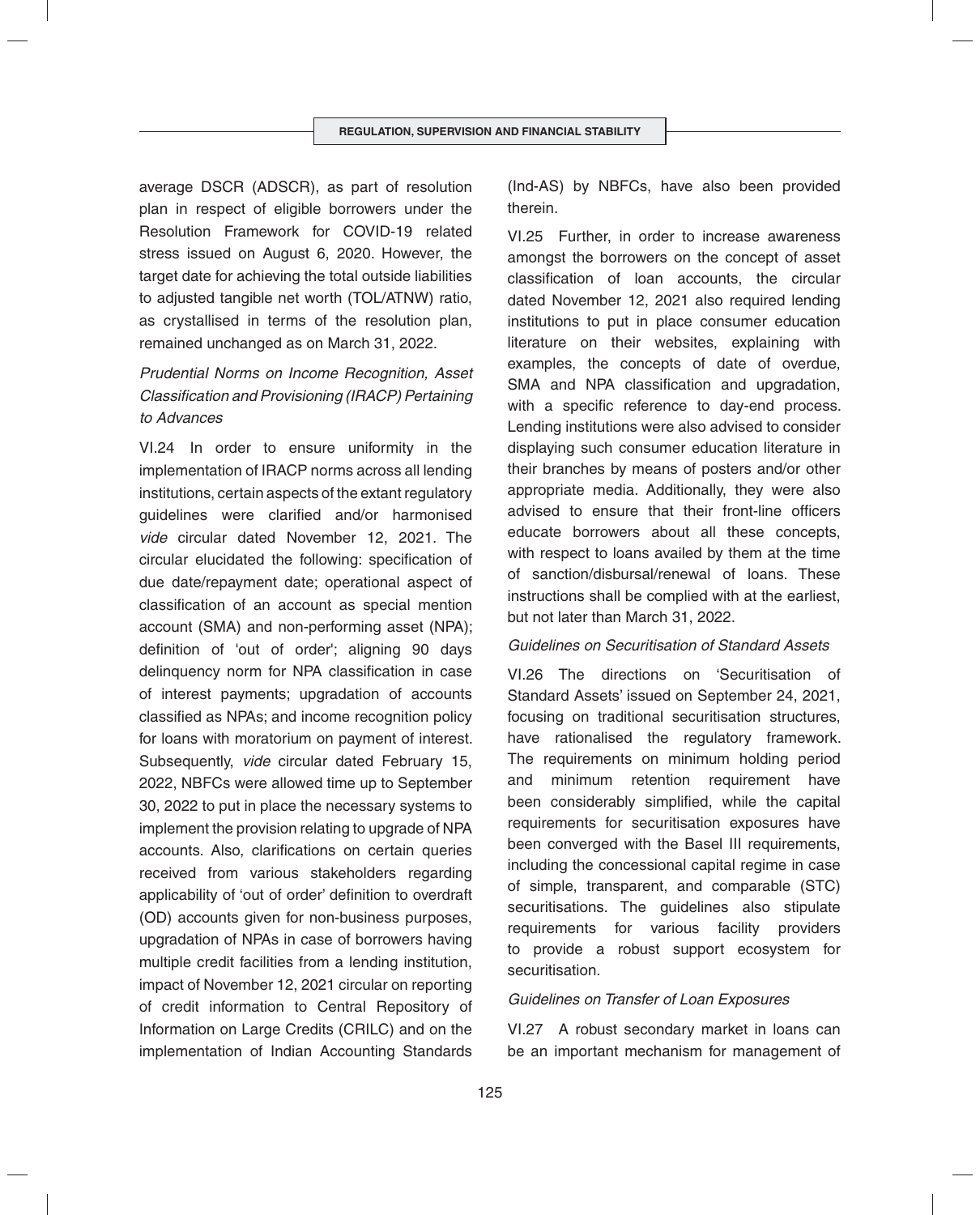average DSCR (ADSCR), as part of resolution plan in respect of eligible borrowers under the Resolution Framework for COVID-19 related stress issued on August 6, 2020. However, the target date for achieving the total outside liabilities to adjusted tangible net worth (TOL/ATNW) ratio, as crystallised in terms of the resolution plan, remained unchanged as on March 31, 2022.

*Prudential Norms on Income Recognition, Asset Classification and Provisioning (IRACP) Pertaining to Advances*

VI.24 In order to ensure uniformity in the implementation of IRACP norms across all lending institutions, certain aspects of the extant regulatory guidelines were clarified and/or harmonised *vide* circular dated November 12, 2021. The circular elucidated the following: specification of due date/repayment date; operational aspect of classification of an account as special mention account (SMA) and non-performing asset (NPA); definition of 'out of order'; aligning 90 days delinquency norm for NPA classification in case of interest payments; upgradation of accounts classified as NPAs; and income recognition policy for loans with moratorium on payment of interest. Subsequently, *vide* circular dated February 15, 2022, NBFCs were allowed time up to September 30, 2022 to put in place the necessary systems to implement the provision relating to upgrade of NPA accounts. Also, clarifications on certain queries received from various stakeholders regarding applicability of 'out of order' definition to overdraft (OD) accounts given for non-business purposes, upgradation of NPAs in case of borrowers having multiple credit facilities from a lending institution, impact of November 12, 2021 circular on reporting of credit information to Central Repository of Information on Large Credits (CRILC) and on the implementation of Indian Accounting Standards (Ind-AS) by NBFCs, have also been provided therein.

VI.25 Further, in order to increase awareness amongst the borrowers on the concept of asset classification of loan accounts, the circular dated November 12, 2021 also required lending institutions to put in place consumer education literature on their websites, explaining with examples, the concepts of date of overdue, SMA and NPA classification and upgradation, with a specific reference to day-end process. Lending institutions were also advised to consider displaying such consumer education literature in their branches by means of posters and/or other appropriate media. Additionally, they were also advised to ensure that their front-line officers educate borrowers about all these concepts, with respect to loans availed by them at the time of sanction/disbursal/renewal of loans. These instructions shall be complied with at the earliest, but not later than March 31, 2022.

*Guidelines on Securitisation of Standard Assets*

VI.26 The directions on 'Securitisation of Standard Assets' issued on September 24, 2021, focusing on traditional securitisation structures, have rationalised the regulatory framework. The requirements on minimum holding period and minimum retention requirement have been considerably simplified, while the capital requirements for securitisation exposures have been converged with the Basel III requirements, including the concessional capital regime in case of simple, transparent, and comparable (STC) securitisations. The guidelines also stipulate requirements for various facility providers to provide a robust support ecosystem for securitisation.

*Guidelines on Transfer of Loan Exposures*

VI.27 A robust secondary market in loans can be an important mechanism for management of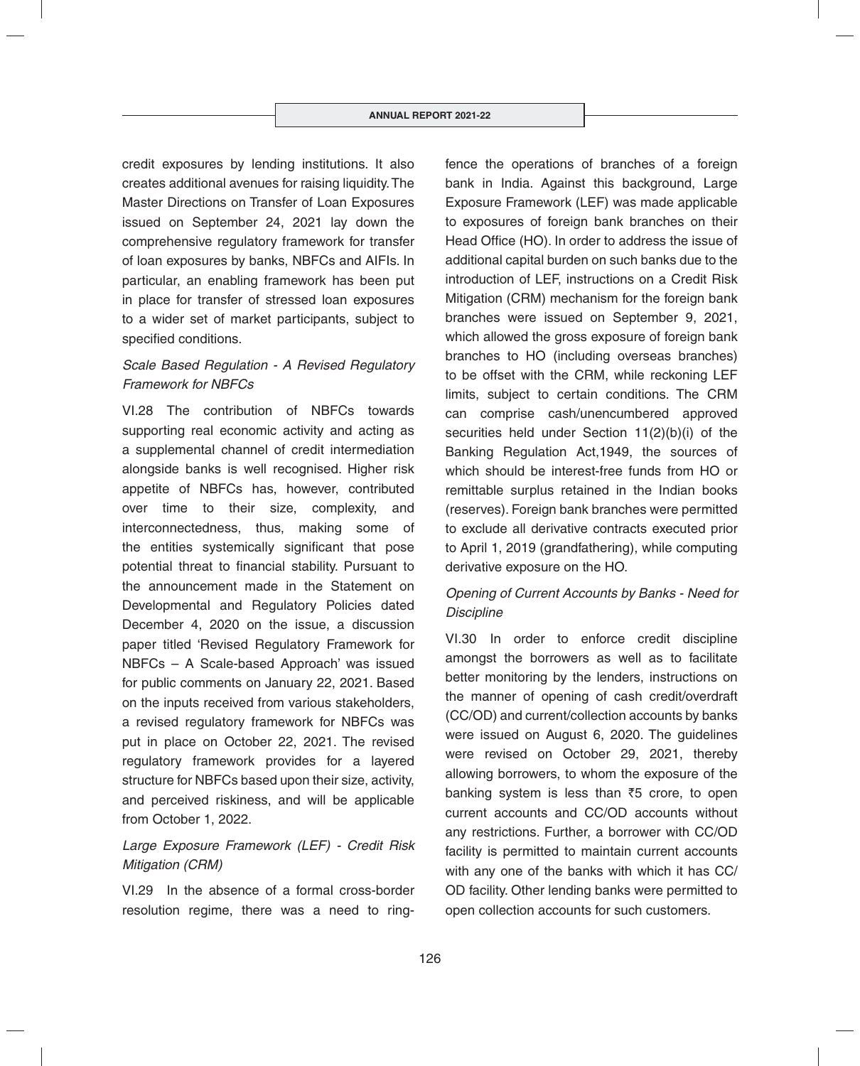credit exposures by lending institutions. It also creates additional avenues for raising liquidity. The Master Directions on Transfer of Loan Exposures issued on September 24, 2021 lay down the comprehensive regulatory framework for transfer of loan exposures by banks, NBFCs and AIFIs. In particular, an enabling framework has been put in place for transfer of stressed loan exposures to a wider set of market participants, subject to specified conditions.

*Scale Based Regulation - A Revised Regulatory Framework for NBFCs*

VI.28 The contribution of NBFCs towards supporting real economic activity and acting as a supplemental channel of credit intermediation alongside banks is well recognised. Higher risk appetite of NBFCs has, however, contributed over time to their size, complexity, and interconnectedness, thus, making some of the entities systemically significant that pose potential threat to financial stability. Pursuant to the announcement made in the Statement on Developmental and Regulatory Policies dated December 4, 2020 on the issue, a discussion paper titled 'Revised Regulatory Framework for NBFCs – A Scale-based Approach' was issued for public comments on January 22, 2021. Based on the inputs received from various stakeholders, a revised regulatory framework for NBFCs was put in place on October 22, 2021. The revised regulatory framework provides for a layered structure for NBFCs based upon their size, activity, and perceived riskiness, and will be applicable from October 1, 2022.

*Large Exposure Framework (LEF) - Credit Risk Mitigation (CRM)*

VI.29 In the absence of a formal cross-border resolution regime, there was a need to ring-fence the operations of branches of a foreign bank in India. Against this background, Large Exposure Framework (LEF) was made applicable to exposures of foreign bank branches on their Head Office (HO). In order to address the issue of additional capital burden on such banks due to the introduction of LEF, instructions on a Credit Risk Mitigation (CRM) mechanism for the foreign bank branches were issued on September 9, 2021, which allowed the gross exposure of foreign bank branches to HO (including overseas branches) to be offset with the CRM, while reckoning LEF limits, subject to certain conditions. The CRM can comprise cash/unencumbered approved securities held under Section 11(2)(b)(i) of the Banking Regulation Act,1949, the sources of which should be interest-free funds from HO or remittable surplus retained in the Indian books (reserves). Foreign bank branches were permitted to exclude all derivative contracts executed prior to April 1, 2019 (grandfathering), while computing derivative exposure on the HO.

*Opening of Current Accounts by Banks - Need for Discipline*

VI.30 In order to enforce credit discipline amongst the borrowers as well as to facilitate better monitoring by the lenders, instructions on the manner of opening of cash credit/overdraft (CC/OD) and current/collection accounts by banks were issued on August 6, 2020. The guidelines were revised on October 29, 2021, thereby allowing borrowers, to whom the exposure of the banking system is less than ₹5 crore, to open current accounts and CC/OD accounts without any restrictions. Further, a borrower with CC/OD facility is permitted to maintain current accounts with any one of the banks with which it has CC/OD facility. Other lending banks were permitted to open collection accounts for such customers.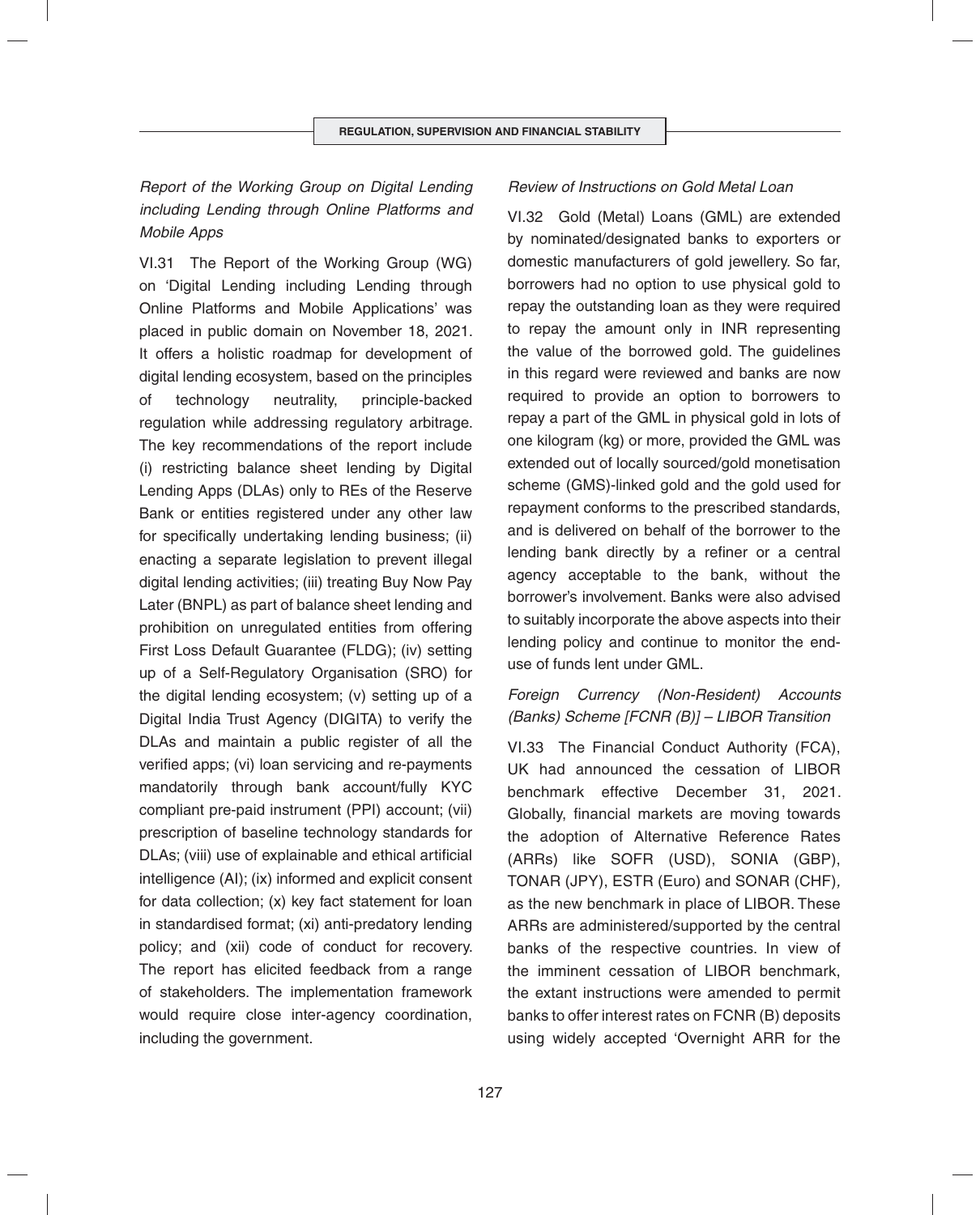*Report of the Working Group on Digital Lending including Lending through Online Platforms and Mobile Apps*

VI.31 The Report of the Working Group (WG) on 'Digital Lending including Lending through Online Platforms and Mobile Applications' was placed in public domain on November 18, 2021. It offers a holistic roadmap for development of digital lending ecosystem, based on the principles of technology neutrality, principle-backed regulation while addressing regulatory arbitrage. The key recommendations of the report include (i) restricting balance sheet lending by Digital Lending Apps (DLAs) only to REs of the Reserve Bank or entities registered under any other law for specifically undertaking lending business; (ii) enacting a separate legislation to prevent illegal digital lending activities; (iii) treating Buy Now Pay Later (BNPL) as part of balance sheet lending and prohibition on unregulated entities from offering First Loss Default Guarantee (FLDG); (iv) setting up of a Self-Regulatory Organisation (SRO) for the digital lending ecosystem; (v) setting up of a Digital India Trust Agency (DIGITA) to verify the DLAs and maintain a public register of all the verified apps; (vi) loan servicing and re-payments mandatorily through bank account/fully KYC compliant pre-paid instrument (PPI) account; (vii) prescription of baseline technology standards for DLAs; (viii) use of explainable and ethical artificial intelligence (AI); (ix) informed and explicit consent for data collection; (x) key fact statement for loan in standardised format; (xi) anti-predatory lending policy; and (xii) code of conduct for recovery. The report has elicited feedback from a range of stakeholders. The implementation framework would require close inter-agency coordination, including the government.

*Review of Instructions on Gold Metal Loan*

VI.32 Gold (Metal) Loans (GML) are extended by nominated/designated banks to exporters or domestic manufacturers of gold jewellery. So far, borrowers had no option to use physical gold to repay the outstanding loan as they were required to repay the amount only in INR representing the value of the borrowed gold. The guidelines in this regard were reviewed and banks are now required to provide an option to borrowers to repay a part of the GML in physical gold in lots of one kilogram (kg) or more, provided the GML was extended out of locally sourced/gold monetisation scheme (GMS)-linked gold and the gold used for repayment conforms to the prescribed standards, and is delivered on behalf of the borrower to the lending bank directly by a refiner or a central agency acceptable to the bank, without the borrower's involvement. Banks were also advised to suitably incorporate the above aspects into their lending policy and continue to monitor the end-use of funds lent under GML.

*Foreign Currency (Non-Resident) Accounts (Banks) Scheme [FCNR (B)] – LIBOR Transition*

VI.33 The Financial Conduct Authority (FCA), UK had announced the cessation of LIBOR benchmark effective December 31, 2021. Globally, financial markets are moving towards the adoption of Alternative Reference Rates (ARRs) like SOFR (USD), SONIA (GBP), TONAR (JPY), ESTR (Euro) and SONAR (CHF), as the new benchmark in place of LIBOR. These ARRs are administered/supported by the central banks of the respective countries. In view of the imminent cessation of LIBOR benchmark, the extant instructions were amended to permit banks to offer interest rates on FCNR (B) deposits using widely accepted 'Overnight ARR for the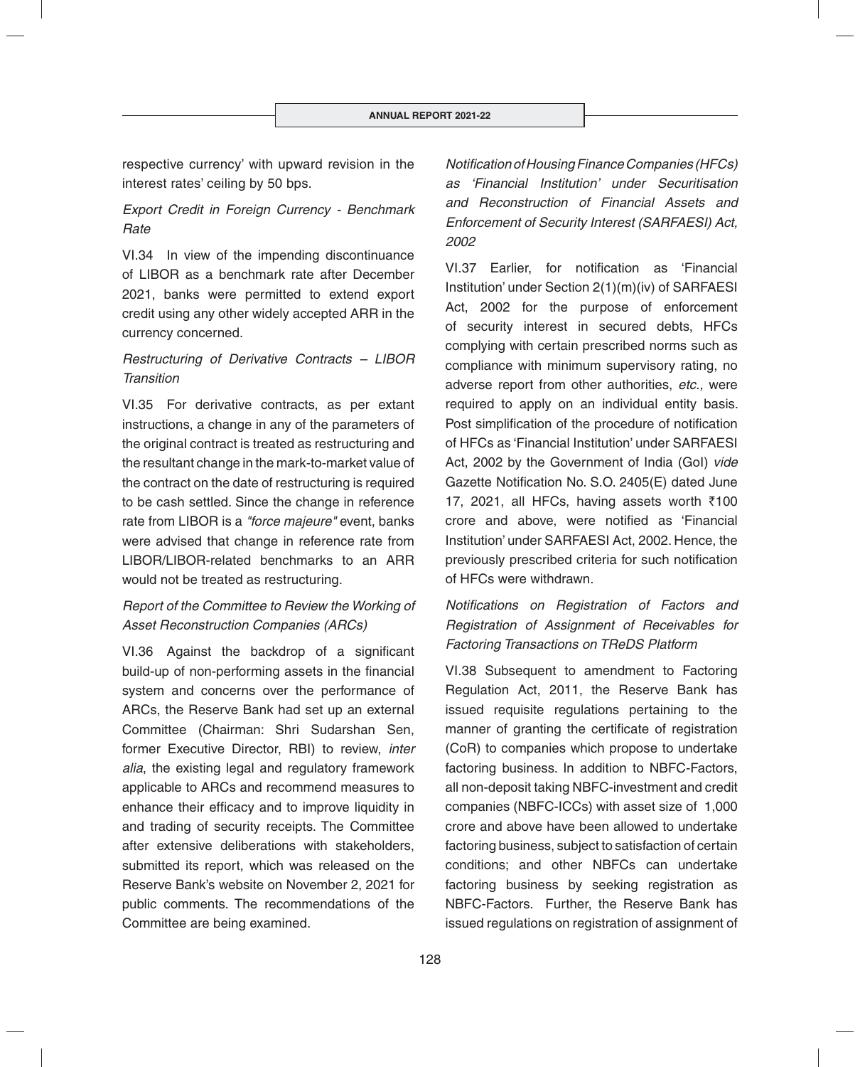respective currency' with upward revision in the interest rates' ceiling by 50 bps.

*Export Credit in Foreign Currency - Benchmark Rate*

VI.34 In view of the impending discontinuance of LIBOR as a benchmark rate after December 2021, banks were permitted to extend export credit using any other widely accepted ARR in the currency concerned.

*Restructuring of Derivative Contracts – LIBOR Transition*

VI.35 For derivative contracts, as per extant instructions, a change in any of the parameters of the original contract is treated as restructuring and the resultant change in the mark-to-market value of the contract on the date of restructuring is required to be cash settled. Since the change in reference rate from LIBOR is a *"force majeure"* event, banks were advised that change in reference rate from LIBOR/LIBOR-related benchmarks to an ARR would not be treated as restructuring.

*Report of the Committee to Review the Working of Asset Reconstruction Companies (ARCs)*

VI.36 Against the backdrop of a significant build-up of non-performing assets in the financial system and concerns over the performance of ARCs, the Reserve Bank had set up an external Committee (Chairman: Shri Sudarshan Sen, former Executive Director, RBI) to review, *inter alia*, the existing legal and regulatory framework applicable to ARCs and recommend measures to enhance their efficacy and to improve liquidity in and trading of security receipts. The Committee after extensive deliberations with stakeholders, submitted its report, which was released on the Reserve Bank's website on November 2, 2021 for public comments. The recommendations of the Committee are being examined.

*Notification of Housing Finance Companies (HFCs) as 'Financial Institution' under Securitisation and Reconstruction of Financial Assets and Enforcement of Security Interest (SARFAESI) Act, 2002*

VI.37 Earlier, for notification as 'Financial Institution' under Section 2(1)(m)(iv) of SARFAESI Act, 2002 for the purpose of enforcement of security interest in secured debts, HFCs complying with certain prescribed norms such as compliance with minimum supervisory rating, no adverse report from other authorities, *etc.,* were required to apply on an individual entity basis. Post simplification of the procedure of notification of HFCs as 'Financial Institution' under SARFAESI Act, 2002 by the Government of India (GoI) *vide* Gazette Notification No. S.O. 2405(E) dated June 17, 2021, all HFCs, having assets worth ₹100 crore and above, were notified as 'Financial Institution' under SARFAESI Act, 2002. Hence, the previously prescribed criteria for such notification of HFCs were withdrawn.

*Notifications on Registration of Factors and Registration of Assignment of Receivables for Factoring Transactions on TReDS Platform*

VI.38 Subsequent to amendment to Factoring Regulation Act, 2011, the Reserve Bank has issued requisite regulations pertaining to the manner of granting the certificate of registration (CoR) to companies which propose to undertake factoring business. In addition to NBFC-Factors, all non-deposit taking NBFC-investment and credit companies (NBFC-ICCs) with asset size of 1,000 crore and above have been allowed to undertake factoring business, subject to satisfaction of certain conditions; and other NBFCs can undertake factoring business by seeking registration as NBFC-Factors. Further, the Reserve Bank has issued regulations on registration of assignment of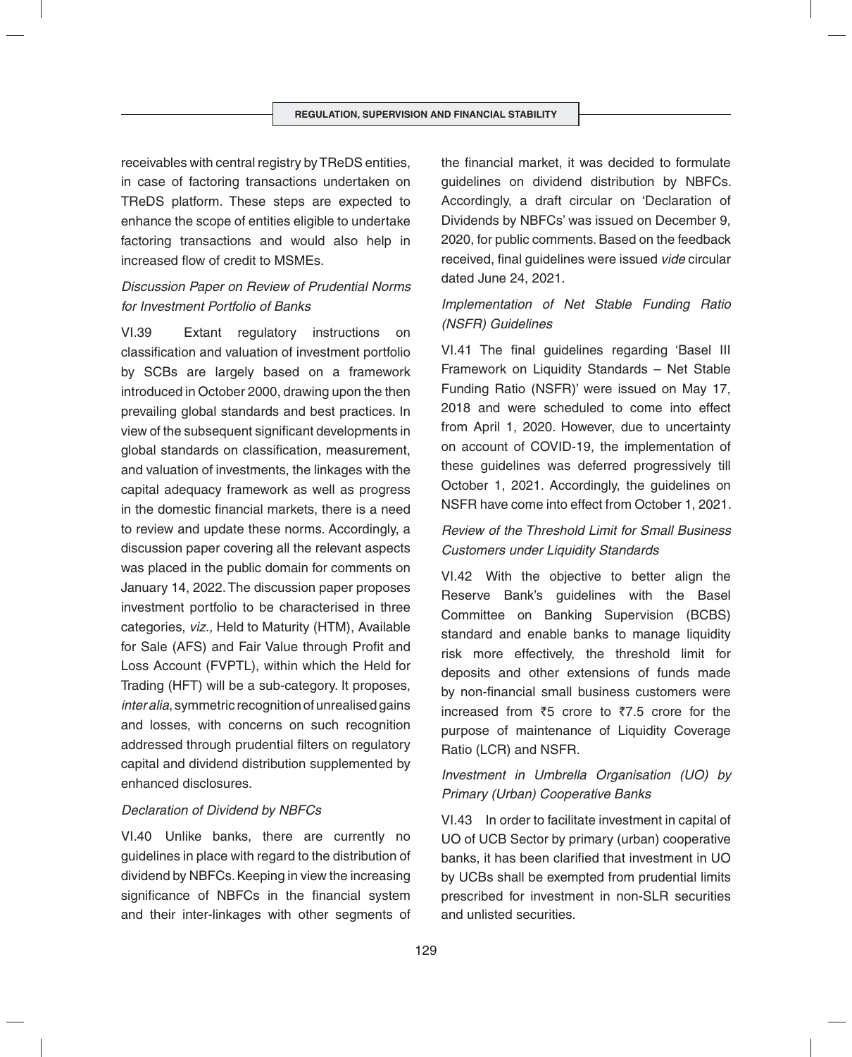receivables with central registry by TReDS entities, in case of factoring transactions undertaken on TReDS platform. These steps are expected to enhance the scope of entities eligible to undertake factoring transactions and would also help in increased flow of credit to MSMEs.

*Discussion Paper on Review of Prudential Norms for Investment Portfolio of Banks*

VI.39 Extant regulatory instructions on classification and valuation of investment portfolio by SCBs are largely based on a framework introduced in October 2000, drawing upon the then prevailing global standards and best practices. In view of the subsequent significant developments in global standards on classification, measurement, and valuation of investments, the linkages with the capital adequacy framework as well as progress in the domestic financial markets, there is a need to review and update these norms. Accordingly, a discussion paper covering all the relevant aspects was placed in the public domain for comments on January 14, 2022. The discussion paper proposes investment portfolio to be characterised in three categories, *viz.,* Held to Maturity (HTM), Available for Sale (AFS) and Fair Value through Profit and Loss Account (FVPTL), within which the Held for Trading (HFT) will be a sub-category. It proposes, *inter alia*, symmetric recognition of unrealised gains and losses, with concerns on such recognition addressed through prudential filters on regulatory capital and dividend distribution supplemented by enhanced disclosures.

*Declaration of Dividend by NBFCs*

VI.40 Unlike banks, there are currently no guidelines in place with regard to the distribution of dividend by NBFCs. Keeping in view the increasing significance of NBFCs in the financial system and their inter-linkages with other segments of the financial market, it was decided to formulate guidelines on dividend distribution by NBFCs. Accordingly, a draft circular on 'Declaration of Dividends by NBFCs' was issued on December 9, 2020, for public comments. Based on the feedback received, final guidelines were issued *vide* circular dated June 24, 2021.

*Implementation of Net Stable Funding Ratio (NSFR) Guidelines*

VI.41 The final guidelines regarding 'Basel III Framework on Liquidity Standards – Net Stable Funding Ratio (NSFR)' were issued on May 17, 2018 and were scheduled to come into effect from April 1, 2020. However, due to uncertainty on account of COVID-19, the implementation of these guidelines was deferred progressively till October 1, 2021. Accordingly, the guidelines on NSFR have come into effect from October 1, 2021.

*Review of the Threshold Limit for Small Business Customers under Liquidity Standards*

VI.42 With the objective to better align the Reserve Bank's guidelines with the Basel Committee on Banking Supervision (BCBS) standard and enable banks to manage liquidity risk more effectively, the threshold limit for deposits and other extensions of funds made by non-financial small business customers were increased from ₹5 crore to ₹7.5 crore for the purpose of maintenance of Liquidity Coverage Ratio (LCR) and NSFR.

*Investment in Umbrella Organisation (UO) by Primary (Urban) Cooperative Banks*

VI.43 In order to facilitate investment in capital of UO of UCB Sector by primary (urban) cooperative banks, it has been clarified that investment in UO by UCBs shall be exempted from prudential limits prescribed for investment in non-SLR securities and unlisted securities.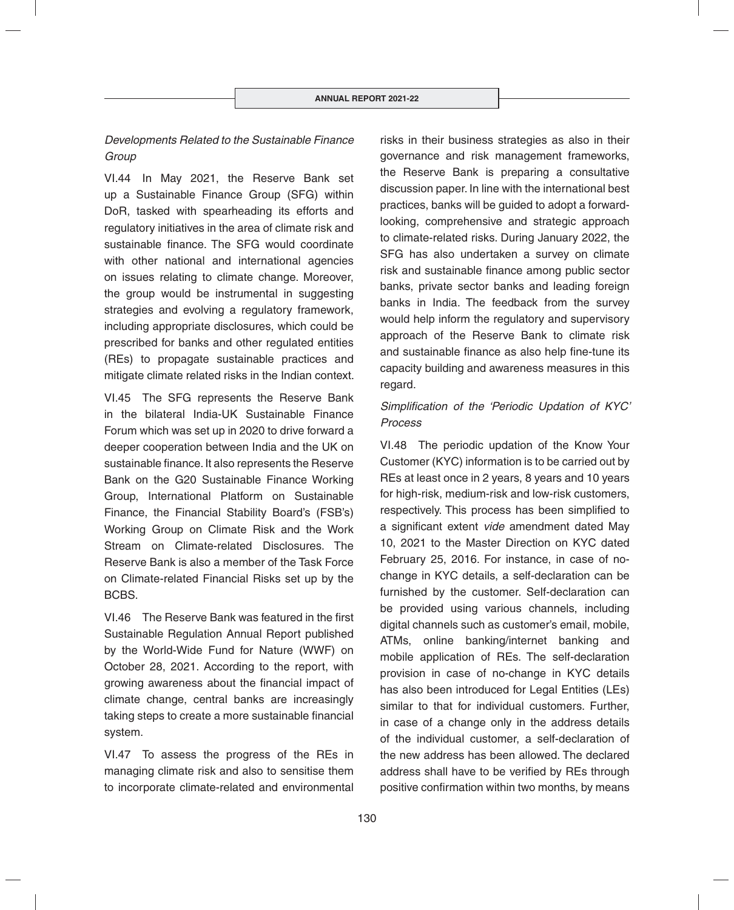*Developments Related to the Sustainable Finance Group*

VI.44 In May 2021, the Reserve Bank set up a Sustainable Finance Group (SFG) within DoR, tasked with spearheading its efforts and regulatory initiatives in the area of climate risk and sustainable finance. The SFG would coordinate with other national and international agencies on issues relating to climate change. Moreover, the group would be instrumental in suggesting strategies and evolving a regulatory framework, including appropriate disclosures, which could be prescribed for banks and other regulated entities (REs) to propagate sustainable practices and mitigate climate related risks in the Indian context.

VI.45 The SFG represents the Reserve Bank in the bilateral India-UK Sustainable Finance Forum which was set up in 2020 to drive forward a deeper cooperation between India and the UK on sustainable finance. It also represents the Reserve Bank on the G20 Sustainable Finance Working Group, International Platform on Sustainable Finance, the Financial Stability Board's (FSB's) Working Group on Climate Risk and the Work Stream on Climate-related Disclosures. The Reserve Bank is also a member of the Task Force on Climate-related Financial Risks set up by the BCBS.

VI.46 The Reserve Bank was featured in the first Sustainable Regulation Annual Report published by the World-Wide Fund for Nature (WWF) on October 28, 2021. According to the report, with growing awareness about the financial impact of climate change, central banks are increasingly taking steps to create a more sustainable financial system.

VI.47 To assess the progress of the REs in managing climate risk and also to sensitise them to incorporate climate-related and environmental risks in their business strategies as also in their governance and risk management frameworks, the Reserve Bank is preparing a consultative discussion paper. In line with the international best practices, banks will be guided to adopt a forward-looking, comprehensive and strategic approach to climate-related risks. During January 2022, the SFG has also undertaken a survey on climate risk and sustainable finance among public sector banks, private sector banks and leading foreign banks in India. The feedback from the survey would help inform the regulatory and supervisory approach of the Reserve Bank to climate risk and sustainable finance as also help fine-tune its capacity building and awareness measures in this regard.

*Simplification of the 'Periodic Updation of KYC' Process*

VI.48 The periodic updation of the Know Your Customer (KYC) information is to be carried out by REs at least once in 2 years, 8 years and 10 years for high-risk, medium-risk and low-risk customers, respectively. This process has been simplified to a significant extent *vide* amendment dated May 10, 2021 to the Master Direction on KYC dated February 25, 2016. For instance, in case of no-change in KYC details, a self-declaration can be furnished by the customer. Self-declaration can be provided using various channels, including digital channels such as customer's email, mobile, ATMs, online banking/internet banking and mobile application of REs. The self-declaration provision in case of no-change in KYC details has also been introduced for Legal Entities (LEs) similar to that for individual customers. Further, in case of a change only in the address details of the individual customer, a self-declaration of the new address has been allowed. The declared address shall have to be verified by REs through positive confirmation within two months, by means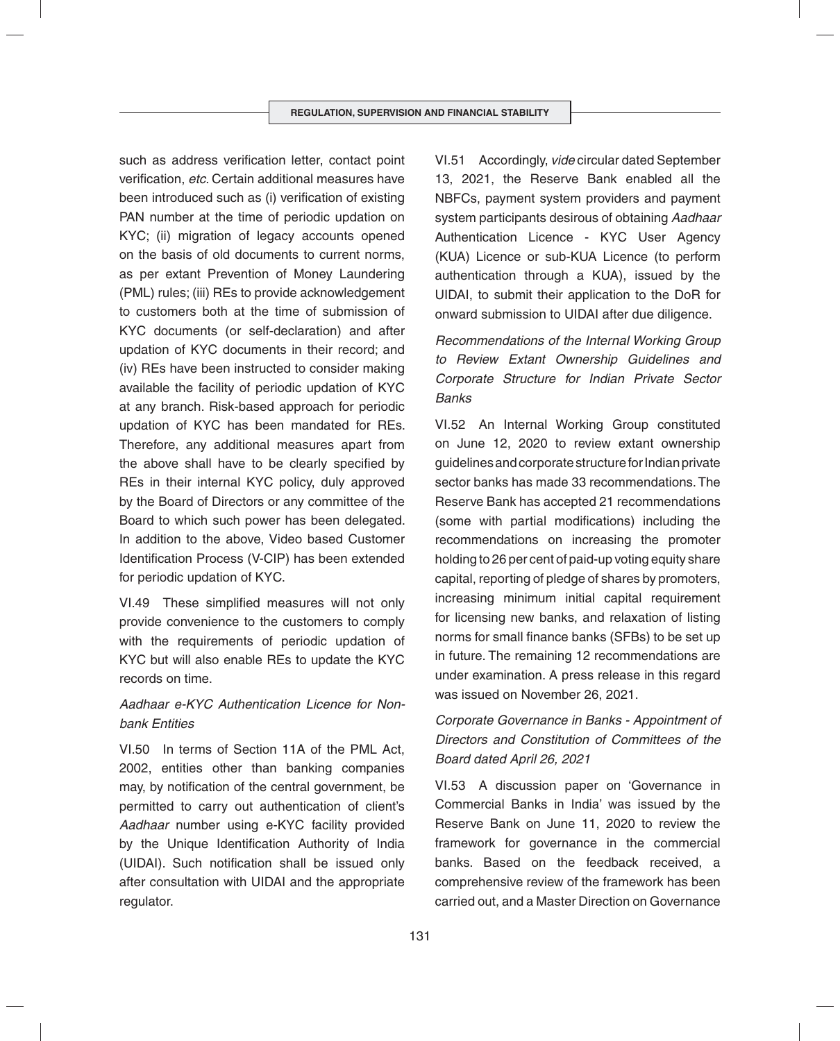such as address verification letter, contact point verification, *etc*. Certain additional measures have been introduced such as (i) verification of existing PAN number at the time of periodic updation on KYC; (ii) migration of legacy accounts opened on the basis of old documents to current norms, as per extant Prevention of Money Laundering (PML) rules; (iii) REs to provide acknowledgement to customers both at the time of submission of KYC documents (or self-declaration) and after updation of KYC documents in their record; and (iv) REs have been instructed to consider making available the facility of periodic updation of KYC at any branch. Risk-based approach for periodic updation of KYC has been mandated for REs. Therefore, any additional measures apart from the above shall have to be clearly specified by REs in their internal KYC policy, duly approved by the Board of Directors or any committee of the Board to which such power has been delegated. In addition to the above, Video based Customer Identification Process (V-CIP) has been extended for periodic updation of KYC.

VI.49 These simplified measures will not only provide convenience to the customers to comply with the requirements of periodic updation of KYC but will also enable REs to update the KYC records on time.

*Aadhaar e-KYC Authentication Licence for Non-bank Entities*

VI.50 In terms of Section 11A of the PML Act, 2002, entities other than banking companies may, by notification of the central government, be permitted to carry out authentication of client's *Aadhaar* number using e-KYC facility provided by the Unique Identification Authority of India (UIDAI). Such notification shall be issued only after consultation with UIDAI and the appropriate regulator.

VI.51 Accordingly, *vide* circular dated September 13, 2021, the Reserve Bank enabled all the NBFCs, payment system providers and payment system participants desirous of obtaining *Aadhaar* Authentication Licence - KYC User Agency (KUA) Licence or sub-KUA Licence (to perform authentication through a KUA), issued by the UIDAI, to submit their application to the DoR for onward submission to UIDAI after due diligence.

*Recommendations of the Internal Working Group to Review Extant Ownership Guidelines and Corporate Structure for Indian Private Sector Banks*

VI.52 An Internal Working Group constituted on June 12, 2020 to review extant ownership guidelines and corporate structure for Indian private sector banks has made 33 recommendations. The Reserve Bank has accepted 21 recommendations (some with partial modifications) including the recommendations on increasing the promoter holding to 26 per cent of paid-up voting equity share capital, reporting of pledge of shares by promoters, increasing minimum initial capital requirement for licensing new banks, and relaxation of listing norms for small finance banks (SFBs) to be set up in future. The remaining 12 recommendations are under examination. A press release in this regard was issued on November 26, 2021.

*Corporate Governance in Banks - Appointment of Directors and Constitution of Committees of the Board dated April 26, 2021*

VI.53 A discussion paper on 'Governance in Commercial Banks in India' was issued by the Reserve Bank on June 11, 2020 to review the framework for governance in the commercial banks. Based on the feedback received, a comprehensive review of the framework has been carried out, and a Master Direction on Governance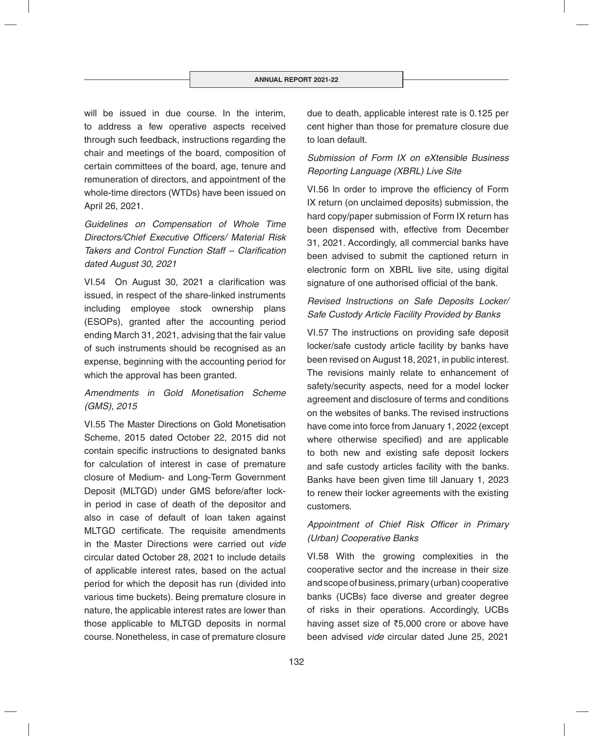will be issued in due course. In the interim, to address a few operative aspects received through such feedback, instructions regarding the chair and meetings of the board, composition of certain committees of the board, age, tenure and remuneration of directors, and appointment of the whole-time directors (WTDs) have been issued on April 26, 2021.

*Guidelines on Compensation of Whole Time Directors/Chief Executive Officers/ Material Risk Takers and Control Function Staff – Clarification dated August 30, 2021*

VI.54 On August 30, 2021 a clarification was issued, in respect of the share-linked instruments including employee stock ownership plans (ESOPs), granted after the accounting period ending March 31, 2021, advising that the fair value of such instruments should be recognised as an expense, beginning with the accounting period for which the approval has been granted.

*Amendments in Gold Monetisation Scheme (GMS), 2015*

VI.55 The Master Directions on Gold Monetisation Scheme, 2015 dated October 22, 2015 did not contain specific instructions to designated banks for calculation of interest in case of premature closure of Medium- and Long-Term Government Deposit (MLTGD) under GMS before/after lock-in period in case of death of the depositor and also in case of default of loan taken against MLTGD certificate. The requisite amendments in the Master Directions were carried out *vide* circular dated October 28, 2021 to include details of applicable interest rates, based on the actual period for which the deposit has run (divided into various time buckets). Being premature closure in nature, the applicable interest rates are lower than those applicable to MLTGD deposits in normal course. Nonetheless, in case of premature closure due to death, applicable interest rate is 0.125 per cent higher than those for premature closure due to loan default.

*Submission of Form IX on eXtensible Business Reporting Language (XBRL) Live Site*

VI.56 In order to improve the efficiency of Form IX return (on unclaimed deposits) submission, the hard copy/paper submission of Form IX return has been dispensed with, effective from December 31, 2021. Accordingly, all commercial banks have been advised to submit the captioned return in electronic form on XBRL live site, using digital signature of one authorised official of the bank.

*Revised Instructions on Safe Deposits Locker/ Safe Custody Article Facility Provided by Banks*

VI.57 The instructions on providing safe deposit locker/safe custody article facility by banks have been revised on August 18, 2021, in public interest. The revisions mainly relate to enhancement of safety/security aspects, need for a model locker agreement and disclosure of terms and conditions on the websites of banks. The revised instructions have come into force from January 1, 2022 (except where otherwise specified) and are applicable to both new and existing safe deposit lockers and safe custody articles facility with the banks. Banks have been given time till January 1, 2023 to renew their locker agreements with the existing customers.

*Appointment of Chief Risk Officer in Primary (Urban) Cooperative Banks*

VI.58 With the growing complexities in the cooperative sector and the increase in their size and scope of business, primary (urban) cooperative banks (UCBs) face diverse and greater degree of risks in their operations. Accordingly, UCBs having asset size of ₹5,000 crore or above have been advised *vide* circular dated June 25, 2021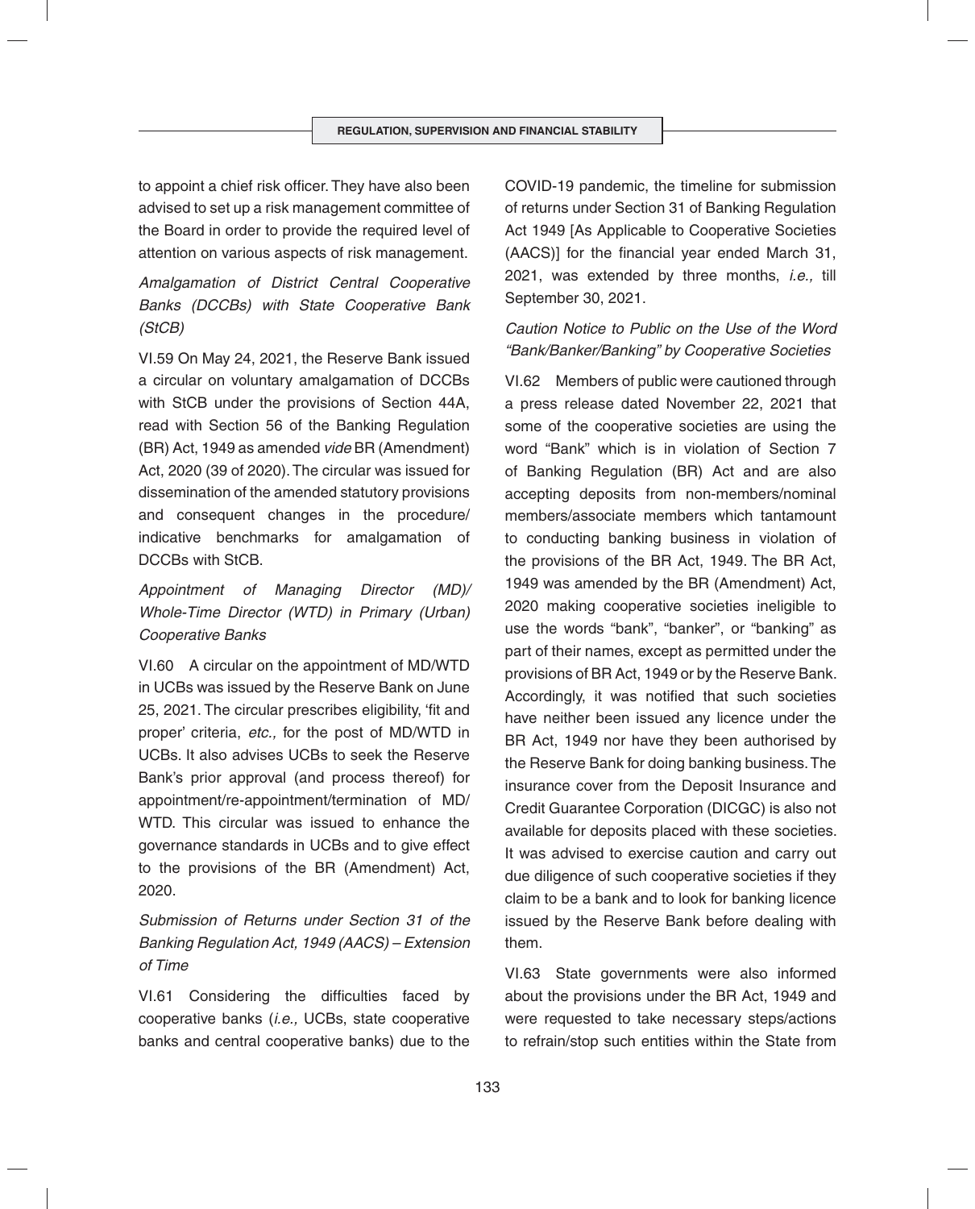to appoint a chief risk officer. They have also been advised to set up a risk management committee of the Board in order to provide the required level of attention on various aspects of risk management.

*Amalgamation of District Central Cooperative Banks (DCCBs) with State Cooperative Bank (StCB)*

VI.59 On May 24, 2021, the Reserve Bank issued a circular on voluntary amalgamation of DCCBs with StCB under the provisions of Section 44A, read with Section 56 of the Banking Regulation (BR) Act, 1949 as amended *vide* BR (Amendment) Act, 2020 (39 of 2020). The circular was issued for dissemination of the amended statutory provisions and consequent changes in the procedure/indicative benchmarks for amalgamation of DCCBs with StCB.

*Appointment of Managing Director (MD)/Whole-Time Director (WTD) in Primary (Urban) Cooperative Banks*

VI.60 A circular on the appointment of MD/WTD in UCBs was issued by the Reserve Bank on June 25, 2021. The circular prescribes eligibility, 'fit and proper' criteria, *etc.,* for the post of MD/WTD in UCBs. It also advises UCBs to seek the Reserve Bank's prior approval (and process thereof) for appointment/re-appointment/termination of MD/WTD. This circular was issued to enhance the governance standards in UCBs and to give effect to the provisions of the BR (Amendment) Act, 2020.

*Submission of Returns under Section 31 of the Banking Regulation Act, 1949 (AACS) – Extension of Time*

VI.61 Considering the difficulties faced by cooperative banks (*i.e.,* UCBs, state cooperative banks and central cooperative banks) due to the COVID-19 pandemic, the timeline for submission of returns under Section 31 of Banking Regulation Act 1949 [As Applicable to Cooperative Societies (AACS)] for the financial year ended March 31, 2021, was extended by three months, *i.e.,* till September 30, 2021.

*Caution Notice to Public on the Use of the Word "Bank/Banker/Banking" by Cooperative Societies*

VI.62 Members of public were cautioned through a press release dated November 22, 2021 that some of the cooperative societies are using the word "Bank" which is in violation of Section 7 of Banking Regulation (BR) Act and are also accepting deposits from non-members/nominal members/associate members which tantamount to conducting banking business in violation of the provisions of the BR Act, 1949. The BR Act, 1949 was amended by the BR (Amendment) Act, 2020 making cooperative societies ineligible to use the words "bank", "banker", or "banking" as part of their names, except as permitted under the provisions of BR Act, 1949 or by the Reserve Bank. Accordingly, it was notified that such societies have neither been issued any licence under the BR Act, 1949 nor have they been authorised by the Reserve Bank for doing banking business. The insurance cover from the Deposit Insurance and Credit Guarantee Corporation (DICGC) is also not available for deposits placed with these societies. It was advised to exercise caution and carry out due diligence of such cooperative societies if they claim to be a bank and to look for banking licence issued by the Reserve Bank before dealing with them.

VI.63 State governments were also informed about the provisions under the BR Act, 1949 and were requested to take necessary steps/actions to refrain/stop such entities within the State from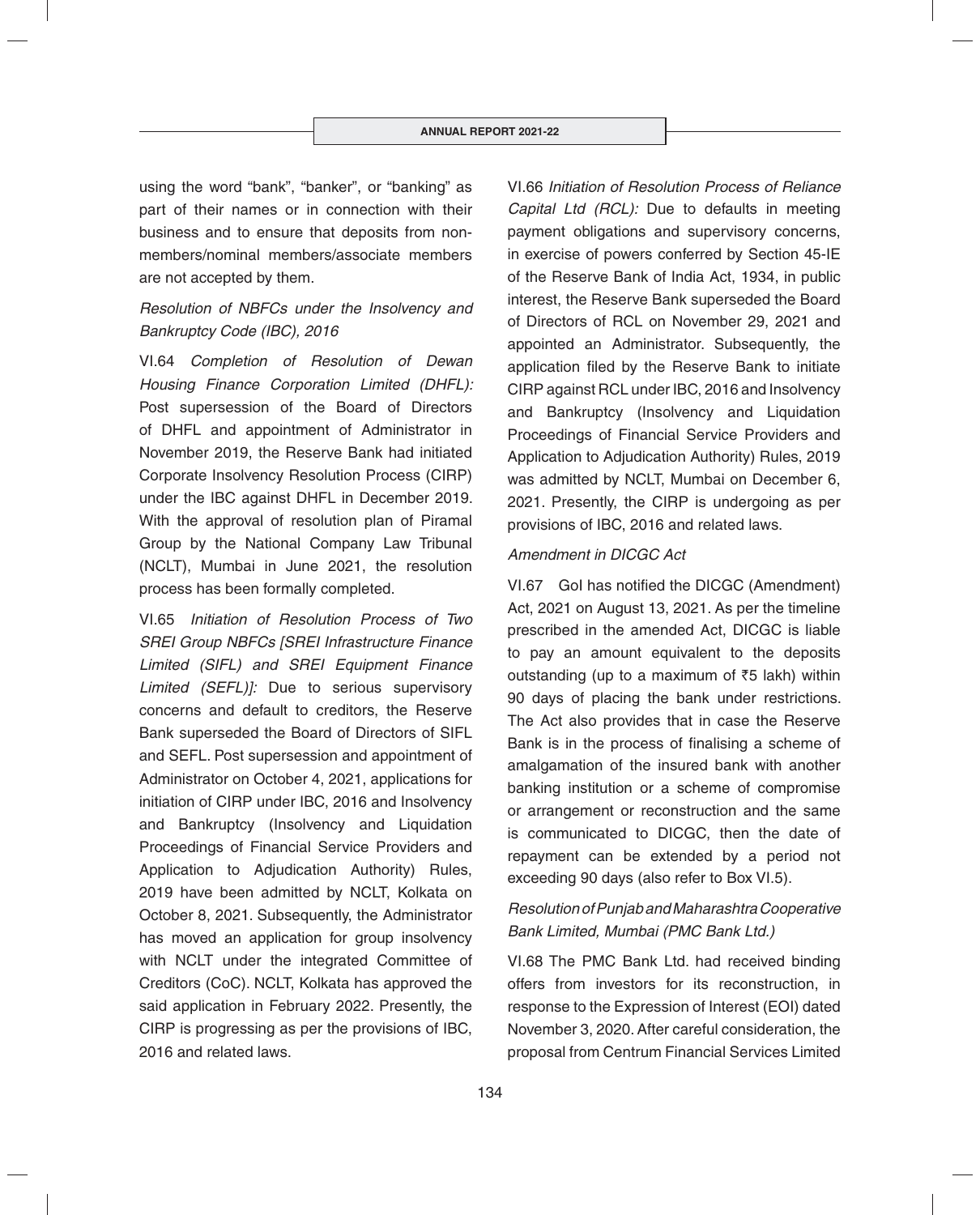using the word "bank", "banker", or "banking" as part of their names or in connection with their business and to ensure that deposits from non-members/nominal members/associate members are not accepted by them.

*Resolution of NBFCs under the Insolvency and Bankruptcy Code (IBC), 2016*

VI.64 *Completion of Resolution of Dewan Housing Finance Corporation Limited (DHFL):* Post supersession of the Board of Directors of DHFL and appointment of Administrator in November 2019, the Reserve Bank had initiated Corporate Insolvency Resolution Process (CIRP) under the IBC against DHFL in December 2019. With the approval of resolution plan of Piramal Group by the National Company Law Tribunal (NCLT), Mumbai in June 2021, the resolution process has been formally completed.

VI.65 *Initiation of Resolution Process of Two SREI Group NBFCs [SREI Infrastructure Finance Limited (SIFL) and SREI Equipment Finance Limited (SEFL)]:* Due to serious supervisory concerns and default to creditors, the Reserve Bank superseded the Board of Directors of SIFL and SEFL. Post supersession and appointment of Administrator on October 4, 2021, applications for initiation of CIRP under IBC, 2016 and Insolvency and Bankruptcy (Insolvency and Liquidation Proceedings of Financial Service Providers and Application to Adjudication Authority) Rules, 2019 have been admitted by NCLT, Kolkata on October 8, 2021. Subsequently, the Administrator has moved an application for group insolvency with NCLT under the integrated Committee of Creditors (CoC). NCLT, Kolkata has approved the said application in February 2022. Presently, the CIRP is progressing as per the provisions of IBC, 2016 and related laws.

VI.66 *Initiation of Resolution Process of Reliance Capital Ltd (RCL):* Due to defaults in meeting payment obligations and supervisory concerns, in exercise of powers conferred by Section 45-IE of the Reserve Bank of India Act, 1934, in public interest, the Reserve Bank superseded the Board of Directors of RCL on November 29, 2021 and appointed an Administrator. Subsequently, the application filed by the Reserve Bank to initiate CIRP against RCL under IBC, 2016 and Insolvency and Bankruptcy (Insolvency and Liquidation Proceedings of Financial Service Providers and Application to Adjudication Authority) Rules, 2019 was admitted by NCLT, Mumbai on December 6, 2021. Presently, the CIRP is undergoing as per provisions of IBC, 2016 and related laws.

*Amendment in DICGC Act*

VI.67 GoI has notified the DICGC (Amendment) Act, 2021 on August 13, 2021. As per the timeline prescribed in the amended Act, DICGC is liable to pay an amount equivalent to the deposits outstanding (up to a maximum of ₹5 lakh) within 90 days of placing the bank under restrictions. The Act also provides that in case the Reserve Bank is in the process of finalising a scheme of amalgamation of the insured bank with another banking institution or a scheme of compromise or arrangement or reconstruction and the same is communicated to DICGC, then the date of repayment can be extended by a period not exceeding 90 days (also refer to Box VI.5).

*Resolution of Punjab and Maharashtra Cooperative Bank Limited, Mumbai (PMC Bank Ltd.)*

VI.68 The PMC Bank Ltd. had received binding offers from investors for its reconstruction, in response to the Expression of Interest (EOI) dated November 3, 2020. After careful consideration, the proposal from Centrum Financial Services Limited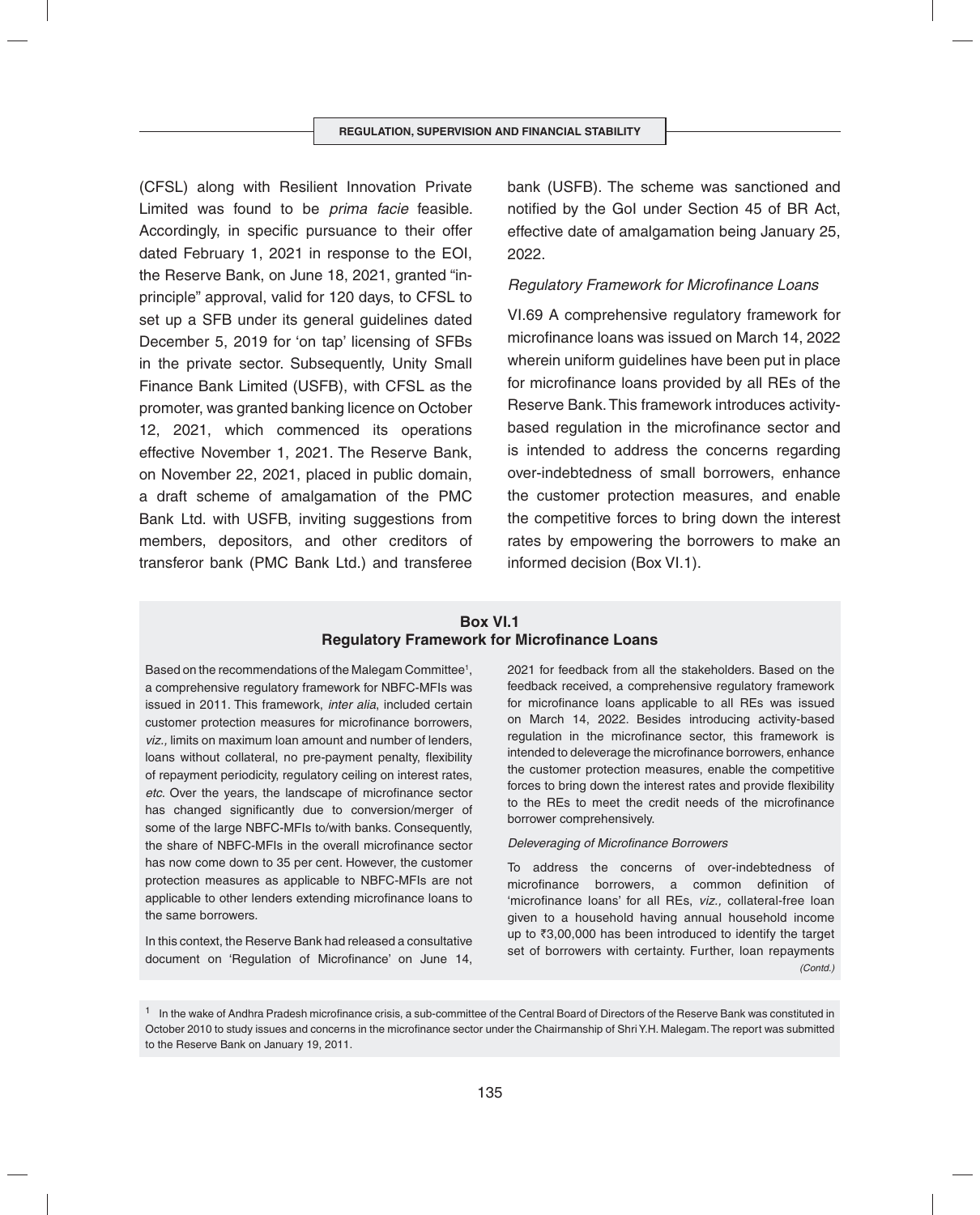(CFSL) along with Resilient Innovation Private Limited was found to be *prima facie* feasible. Accordingly, in specific pursuance to their offer dated February 1, 2021 in response to the EOI, the Reserve Bank, on June 18, 2021, granted "in-principle" approval, valid for 120 days, to CFSL to set up a SFB under its general guidelines dated December 5, 2019 for 'on tap' licensing of SFBs in the private sector. Subsequently, Unity Small Finance Bank Limited (USFB), with CFSL as the promoter, was granted banking licence on October 12, 2021, which commenced its operations effective November 1, 2021. The Reserve Bank, on November 22, 2021, placed in public domain, a draft scheme of amalgamation of the PMC Bank Ltd. with USFB, inviting suggestions from members, depositors, and other creditors of transferor bank (PMC Bank Ltd.) and transferee bank (USFB). The scheme was sanctioned and notified by the GoI under Section 45 of BR Act, effective date of amalgamation being January 25, 2022.

*Regulatory Framework for Microfinance Loans*

VI.69 A comprehensive regulatory framework for microfinance loans was issued on March 14, 2022 wherein uniform guidelines have been put in place for microfinance loans provided by all REs of the Reserve Bank. This framework introduces activity-based regulation in the microfinance sector and is intended to address the concerns regarding over-indebtedness of small borrowers, enhance the customer protection measures, and enable the competitive forces to bring down the interest rates by empowering the borrowers to make an informed decision (Box VI.1).

**Box VI.1**
**Regulatory Framework for Microfinance Loans**

Based on the recommendations of the Malegam Committee[1], a comprehensive regulatory framework for NBFC-MFIs was issued in 2011. This framework, *inter alia*, included certain customer protection measures for microfinance borrowers, *viz.,* limits on maximum loan amount and number of lenders, loans without collateral, no pre-payment penalty, flexibility of repayment periodicity, regulatory ceiling on interest rates, *etc*. Over the years, the landscape of microfinance sector has changed significantly due to conversion/merger of some of the large NBFC-MFIs to/with banks. Consequently, the share of NBFC-MFIs in the overall microfinance sector has now come down to 35 per cent. However, the customer protection measures as applicable to NBFC-MFIs are not applicable to other lenders extending microfinance loans to the same borrowers.

In this context, the Reserve Bank had released a consultative document on 'Regulation of Microfinance' on June 14, 2021 for feedback from all the stakeholders. Based on the feedback received, a comprehensive regulatory framework for microfinance loans applicable to all REs was issued on March 14, 2022. Besides introducing activity-based regulation in the microfinance sector, this framework is intended to deleverage the microfinance borrowers, enhance the customer protection measures, enable the competitive forces to bring down the interest rates and provide flexibility to the REs to meet the credit needs of the microfinance borrower comprehensively.

*Deleveraging of Microfinance Borrowers*

To address the concerns of over-indebtedness of microfinance borrowers, a common definition of 'microfinance loans' for all REs, *viz.,* collateral-free loan given to a household having annual household income up to ₹3,00,000 has been introduced to identify the target set of borrowers with certainty. Further, loan repayments

*(Contd.)*

[1] In the wake of Andhra Pradesh microfinance crisis, a sub-committee of the Central Board of Directors of the Reserve Bank was constituted in October 2010 to study issues and concerns in the microfinance sector under the Chairmanship of Shri Y.H. Malegam. The report was submitted to the Reserve Bank on January 19, 2011.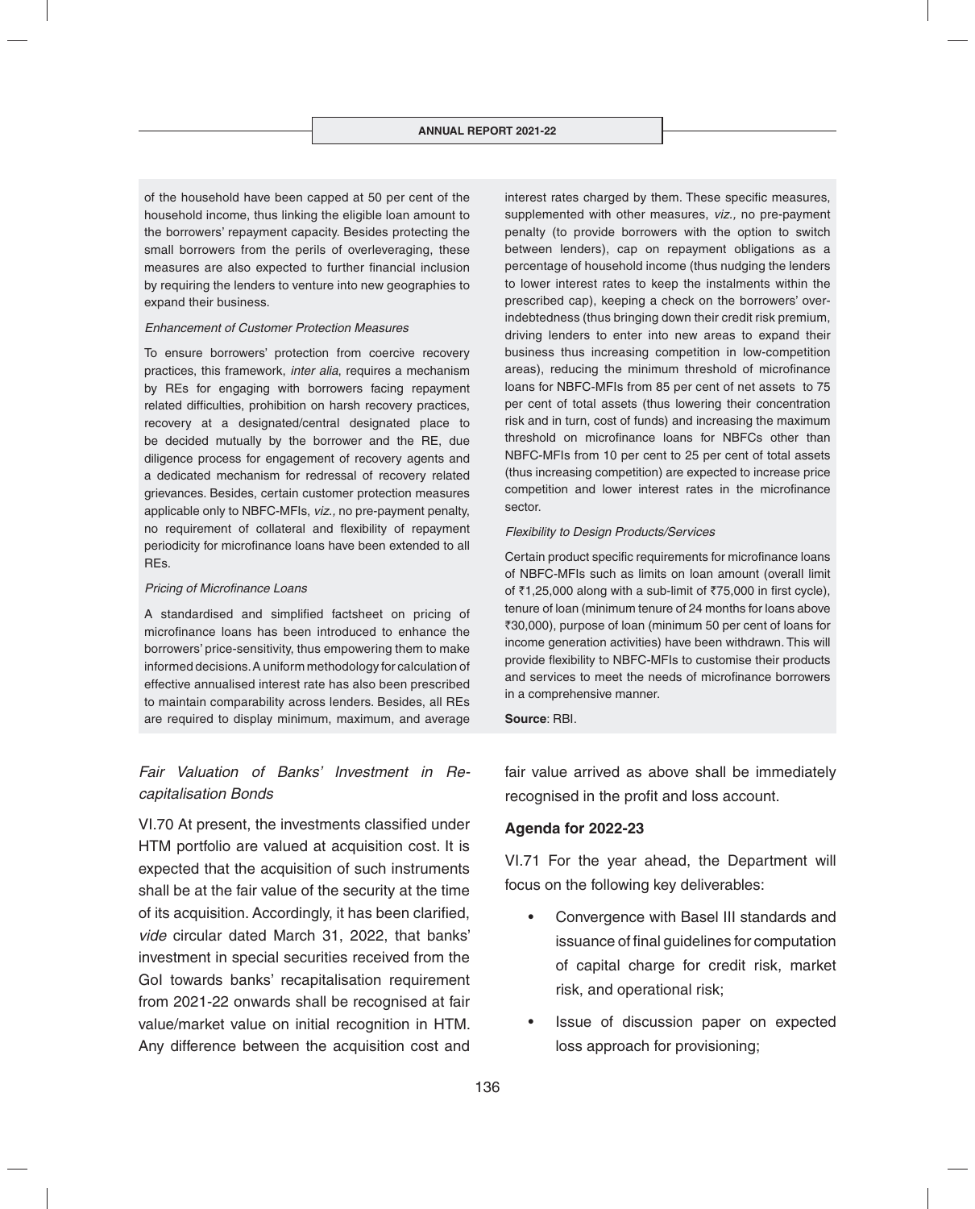of the household have been capped at 50 per cent of the household income, thus linking the eligible loan amount to the borrowers' repayment capacity. Besides protecting the small borrowers from the perils of overleveraging, these measures are also expected to further financial inclusion by requiring the lenders to venture into new geographies to expand their business.

*Enhancement of Customer Protection Measures*

To ensure borrowers' protection from coercive recovery practices, this framework, *inter alia*, requires a mechanism by REs for engaging with borrowers facing repayment related difficulties, prohibition on harsh recovery practices, recovery at a designated/central designated place to be decided mutually by the borrower and the RE, due diligence process for engagement of recovery agents and a dedicated mechanism for redressal of recovery related grievances. Besides, certain customer protection measures applicable only to NBFC-MFIs, *viz.,* no pre-payment penalty, no requirement of collateral and flexibility of repayment periodicity for microfinance loans have been extended to all REs.

*Pricing of Microfinance Loans*

A standardised and simplified factsheet on pricing of microfinance loans has been introduced to enhance the borrowers' price-sensitivity, thus empowering them to make informed decisions. A uniform methodology for calculation of effective annualised interest rate has also been prescribed to maintain comparability across lenders. Besides, all REs are required to display minimum, maximum, and average interest rates charged by them. These specific measures, supplemented with other measures, *viz.,* no pre-payment penalty (to provide borrowers with the option to switch between lenders), cap on repayment obligations as a percentage of household income (thus nudging the lenders to lower interest rates to keep the instalments within the prescribed cap), keeping a check on the borrowers' over-indebtedness (thus bringing down their credit risk premium, driving lenders to enter into new areas to expand their business thus increasing competition in low-competition areas), reducing the minimum threshold of microfinance loans for NBFC-MFIs from 85 per cent of net assets to 75 per cent of total assets (thus lowering their concentration risk and in turn, cost of funds) and increasing the maximum threshold on microfinance loans for NBFCs other than NBFC-MFIs from 10 per cent to 25 per cent of total assets (thus increasing competition) are expected to increase price competition and lower interest rates in the microfinance sector.

*Flexibility to Design Products/Services*

Certain product specific requirements for microfinance loans of NBFC-MFIs such as limits on loan amount (overall limit of ₹1,25,000 along with a sub-limit of ₹75,000 in first cycle), tenure of loan (minimum tenure of 24 months for loans above ₹30,000), purpose of loan (minimum 50 per cent of loans for income generation activities) have been withdrawn. This will provide flexibility to NBFC-MFIs to customise their products and services to meet the needs of microfinance borrowers in a comprehensive manner.

**Source**: RBI.

*Fair Valuation of Banks' Investment in Re-capitalisation Bonds*

VI.70 At present, the investments classified under HTM portfolio are valued at acquisition cost. It is expected that the acquisition of such instruments shall be at the fair value of the security at the time of its acquisition. Accordingly, it has been clarified, *vide* circular dated March 31, 2022, that banks' investment in special securities received from the GoI towards banks' recapitalisation requirement from 2021-22 onwards shall be recognised at fair value/market value on initial recognition in HTM. Any difference between the acquisition cost and fair value arrived as above shall be immediately recognised in the profit and loss account.

**Agenda for 2022-23**

VI.71 For the year ahead, the Department will focus on the following key deliverables:

- Convergence with Basel III standards and issuance of final guidelines for computation of capital charge for credit risk, market risk, and operational risk;
- Issue of discussion paper on expected loss approach for provisioning;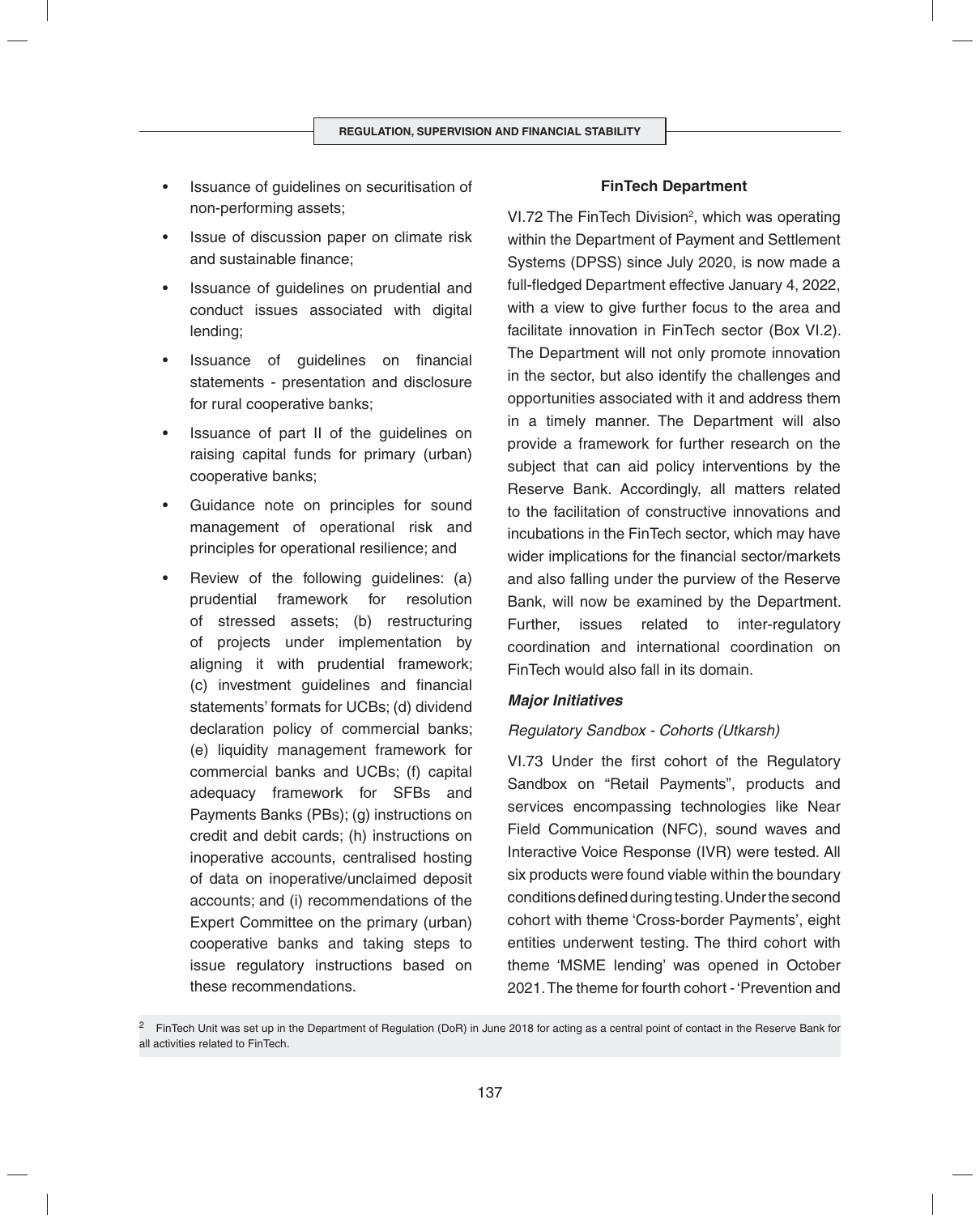- Issuance of guidelines on securitisation of non-performing assets;
- Issue of discussion paper on climate risk and sustainable finance;
- Issuance of guidelines on prudential and conduct issues associated with digital lending;
- Issuance of guidelines on financial statements - presentation and disclosure for rural cooperative banks;
- Issuance of part II of the guidelines on raising capital funds for primary (urban) cooperative banks;
- Guidance note on principles for sound management of operational risk and principles for operational resilience; and
- Review of the following guidelines: (a) prudential framework for resolution of stressed assets; (b) restructuring of projects under implementation by aligning it with prudential framework; (c) investment guidelines and financial statements' formats for UCBs; (d) dividend declaration policy of commercial banks; (e) liquidity management framework for commercial banks and UCBs; (f) capital adequacy framework for SFBs and Payments Banks (PBs); (g) instructions on credit and debit cards; (h) instructions on inoperative accounts, centralised hosting of data on inoperative/unclaimed deposit accounts; and (i) recommendations of the Expert Committee on the primary (urban) cooperative banks and taking steps to issue regulatory instructions based on these recommendations.

**FinTech Department**

VI.72 The FinTech Division[2], which was operating within the Department of Payment and Settlement Systems (DPSS) since July 2020, is now made a full-fledged Department effective January 4, 2022, with a view to give further focus to the area and facilitate innovation in FinTech sector (Box VI.2). The Department will not only promote innovation in the sector, but also identify the challenges and opportunities associated with it and address them in a timely manner. The Department will also provide a framework for further research on the subject that can aid policy interventions by the Reserve Bank. Accordingly, all matters related to the facilitation of constructive innovations and incubations in the FinTech sector, which may have wider implications for the financial sector/markets and also falling under the purview of the Reserve Bank, will now be examined by the Department. Further, issues related to inter-regulatory coordination and international coordination on FinTech would also fall in its domain.

***Major Initiatives***

*Regulatory Sandbox - Cohorts (Utkarsh)*

VI.73 Under the first cohort of the Regulatory Sandbox on "Retail Payments", products and services encompassing technologies like Near Field Communication (NFC), sound waves and Interactive Voice Response (IVR) were tested. All six products were found viable within the boundary conditions defined during testing. Under the second cohort with theme 'Cross-border Payments', eight entities underwent testing. The third cohort with theme 'MSME lending' was opened in October 2021. The theme for fourth cohort - 'Prevention and

[2] FinTech Unit was set up in the Department of Regulation (DoR) in June 2018 for acting as a central point of contact in the Reserve Bank for all activities related to FinTech.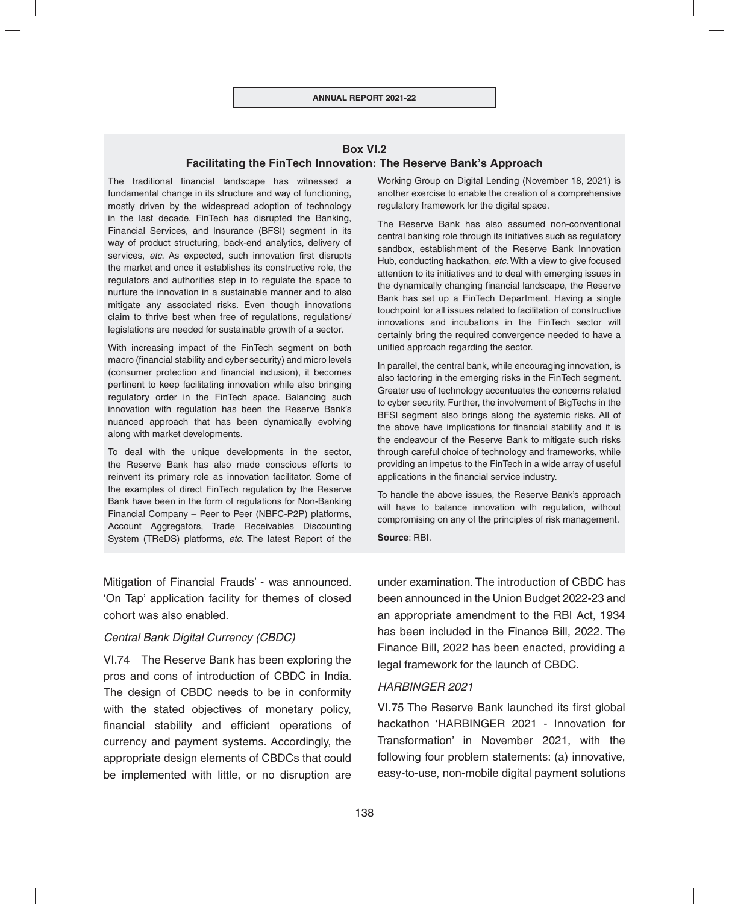## Box VI.2
### Facilitating the FinTech Innovation: The Reserve Bank's Approach

The traditional financial landscape has witnessed a fundamental change in its structure and way of functioning, mostly driven by the widespread adoption of technology in the last decade. FinTech has disrupted the Banking, Financial Services, and Insurance (BFSI) segment in its way of product structuring, back-end analytics, delivery of services, *etc*. As expected, such innovation first disrupts the market and once it establishes its constructive role, the regulators and authorities step in to regulate the space to nurture the innovation in a sustainable manner and to also mitigate any associated risks. Even though innovations claim to thrive best when free of regulations, regulations/legislations are needed for sustainable growth of a sector.

With increasing impact of the FinTech segment on both macro (financial stability and cyber security) and micro levels (consumer protection and financial inclusion), it becomes pertinent to keep facilitating innovation while also bringing regulatory order in the FinTech space. Balancing such innovation with regulation has been the Reserve Bank's nuanced approach that has been dynamically evolving along with market developments.

To deal with the unique developments in the sector, the Reserve Bank has also made conscious efforts to reinvent its primary role as innovation facilitator. Some of the examples of direct FinTech regulation by the Reserve Bank have been in the form of regulations for Non-Banking Financial Company – Peer to Peer (NBFC-P2P) platforms, Account Aggregators, Trade Receivables Discounting System (TReDS) platforms, *etc.* The latest Report of the Working Group on Digital Lending (November 18, 2021) is another exercise to enable the creation of a comprehensive regulatory framework for the digital space.

The Reserve Bank has also assumed non-conventional central banking role through its initiatives such as regulatory sandbox, establishment of the Reserve Bank Innovation Hub, conducting hackathon, *etc.* With a view to give focused attention to its initiatives and to deal with emerging issues in the dynamically changing financial landscape, the Reserve Bank has set up a FinTech Department. Having a single touchpoint for all issues related to facilitation of constructive innovations and incubations in the FinTech sector will certainly bring the required convergence needed to have a unified approach regarding the sector.

In parallel, the central bank, while encouraging innovation, is also factoring in the emerging risks in the FinTech segment. Greater use of technology accentuates the concerns related to cyber security. Further, the involvement of BigTechs in the BFSI segment also brings along the systemic risks. All of the above have implications for financial stability and it is the endeavour of the Reserve Bank to mitigate such risks through careful choice of technology and frameworks, while providing an impetus to the FinTech in a wide array of useful applications in the financial service industry.

To handle the above issues, the Reserve Bank's approach will have to balance innovation with regulation, without compromising on any of the principles of risk management.

**Source**: RBI.

Mitigation of Financial Frauds' - was announced. 'On Tap' application facility for themes of closed cohort was also enabled.

*Central Bank Digital Currency (CBDC)*

VI.74 The Reserve Bank has been exploring the pros and cons of introduction of CBDC in India. The design of CBDC needs to be in conformity with the stated objectives of monetary policy, financial stability and efficient operations of currency and payment systems. Accordingly, the appropriate design elements of CBDCs that could be implemented with little, or no disruption are under examination. The introduction of CBDC has been announced in the Union Budget 2022-23 and an appropriate amendment to the RBI Act, 1934 has been included in the Finance Bill, 2022. The Finance Bill, 2022 has been enacted, providing a legal framework for the launch of CBDC.

*HARBINGER 2021*

VI.75 The Reserve Bank launched its first global hackathon 'HARBINGER 2021 - Innovation for Transformation' in November 2021, with the following four problem statements: (a) innovative, easy-to-use, non-mobile digital payment solutions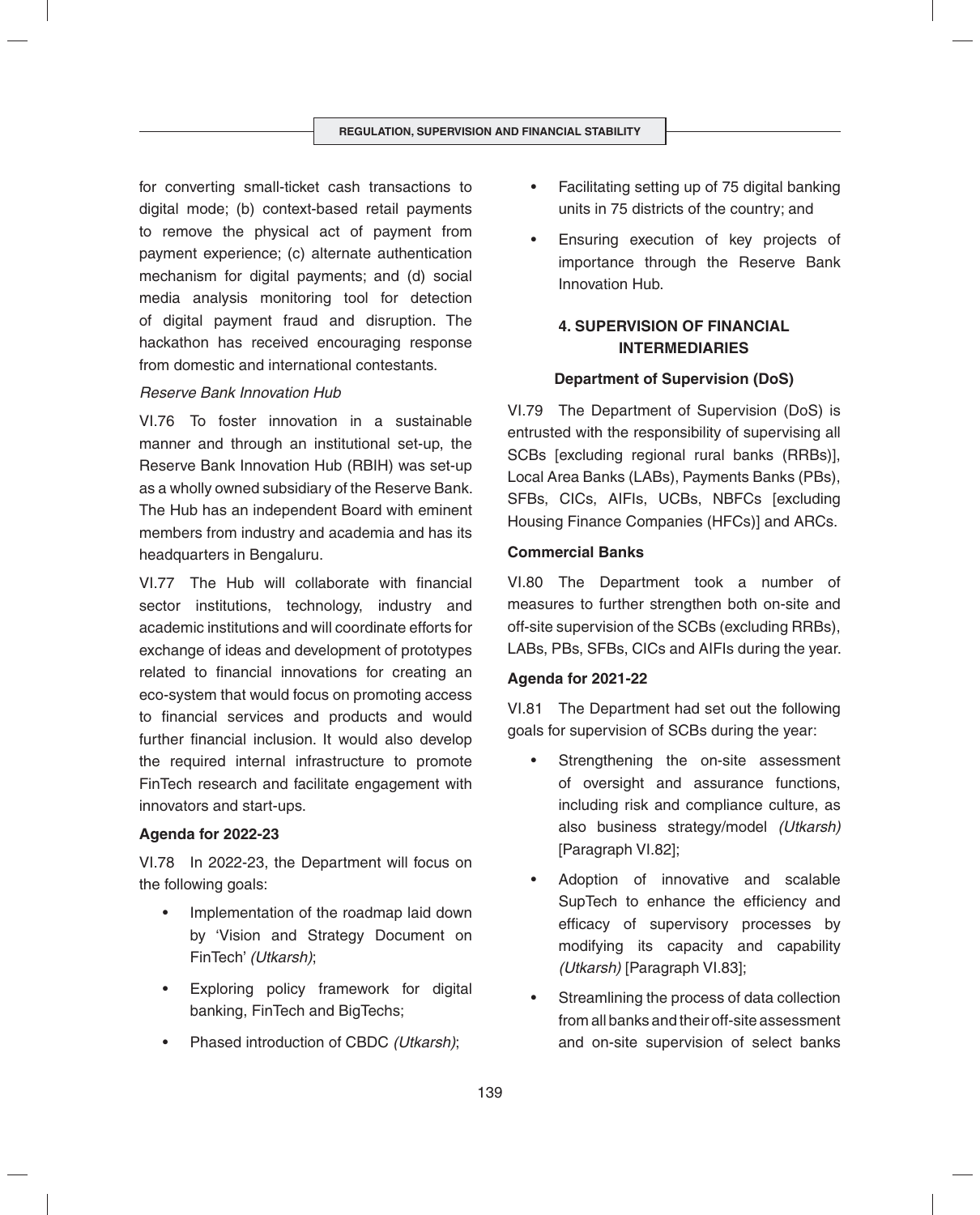for converting small-ticket cash transactions to digital mode; (b) context-based retail payments to remove the physical act of payment from payment experience; (c) alternate authentication mechanism for digital payments; and (d) social media analysis monitoring tool for detection of digital payment fraud and disruption. The hackathon has received encouraging response from domestic and international contestants.

*Reserve Bank Innovation Hub*

VI.76 To foster innovation in a sustainable manner and through an institutional set-up, the Reserve Bank Innovation Hub (RBIH) was set-up as a wholly owned subsidiary of the Reserve Bank. The Hub has an independent Board with eminent members from industry and academia and has its headquarters in Bengaluru.

VI.77 The Hub will collaborate with financial sector institutions, technology, industry and academic institutions and will coordinate efforts for exchange of ideas and development of prototypes related to financial innovations for creating an eco-system that would focus on promoting access to financial services and products and would further financial inclusion. It would also develop the required internal infrastructure to promote FinTech research and facilitate engagement with innovators and start-ups.

**Agenda for 2022-23**

VI.78 In 2022-23, the Department will focus on the following goals:

- Implementation of the roadmap laid down by 'Vision and Strategy Document on FinTech' *(Utkarsh)*;
- Exploring policy framework for digital banking, FinTech and BigTechs;
- Phased introduction of CBDC *(Utkarsh)*;
- Facilitating setting up of 75 digital banking units in 75 districts of the country; and
- Ensuring execution of key projects of importance through the Reserve Bank Innovation Hub.

## 4. SUPERVISION OF FINANCIAL INTERMEDIARIES

**Department of Supervision (DoS)**

VI.79 The Department of Supervision (DoS) is entrusted with the responsibility of supervising all SCBs [excluding regional rural banks (RRBs)], Local Area Banks (LABs), Payments Banks (PBs), SFBs, CICs, AIFIs, UCBs, NBFCs [excluding Housing Finance Companies (HFCs)] and ARCs.

**Commercial Banks**

VI.80 The Department took a number of measures to further strengthen both on-site and off-site supervision of the SCBs (excluding RRBs), LABs, PBs, SFBs, CICs and AIFIs during the year.

**Agenda for 2021-22**

VI.81 The Department had set out the following goals for supervision of SCBs during the year:

- Strengthening the on-site assessment of oversight and assurance functions, including risk and compliance culture, as also business strategy/model *(Utkarsh)* [Paragraph VI.82];
- Adoption of innovative and scalable SupTech to enhance the efficiency and efficacy of supervisory processes by modifying its capacity and capability *(Utkarsh)* [Paragraph VI.83];
- Streamlining the process of data collection from all banks and their off-site assessment and on-site supervision of select banks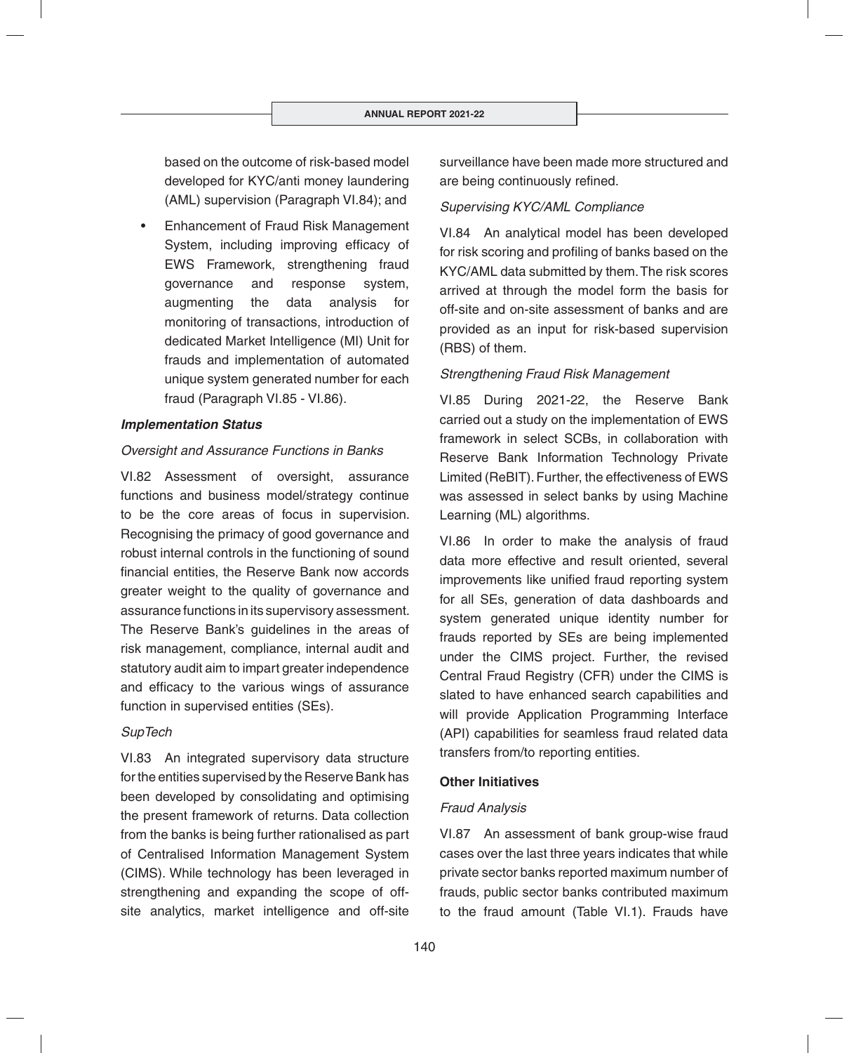based on the outcome of risk-based model developed for KYC/anti money laundering (AML) supervision (Paragraph VI.84); and

- Enhancement of Fraud Risk Management System, including improving efficacy of EWS Framework, strengthening fraud governance and response system, augmenting the data analysis for monitoring of transactions, introduction of dedicated Market Intelligence (MI) Unit for frauds and implementation of automated unique system generated number for each fraud (Paragraph VI.85 - VI.86).

***Implementation Status***

*Oversight and Assurance Functions in Banks*

VI.82 Assessment of oversight, assurance functions and business model/strategy continue to be the core areas of focus in supervision. Recognising the primacy of good governance and robust internal controls in the functioning of sound financial entities, the Reserve Bank now accords greater weight to the quality of governance and assurance functions in its supervisory assessment. The Reserve Bank's guidelines in the areas of risk management, compliance, internal audit and statutory audit aim to impart greater independence and efficacy to the various wings of assurance function in supervised entities (SEs).

*SupTech*

VI.83 An integrated supervisory data structure for the entities supervised by the Reserve Bank has been developed by consolidating and optimising the present framework of returns. Data collection from the banks is being further rationalised as part of Centralised Information Management System (CIMS). While technology has been leveraged in strengthening and expanding the scope of off-site analytics, market intelligence and off-site surveillance have been made more structured and are being continuously refined.

*Supervising KYC/AML Compliance*

VI.84 An analytical model has been developed for risk scoring and profiling of banks based on the KYC/AML data submitted by them. The risk scores arrived at through the model form the basis for off-site and on-site assessment of banks and are provided as an input for risk-based supervision (RBS) of them.

*Strengthening Fraud Risk Management*

VI.85 During 2021-22, the Reserve Bank carried out a study on the implementation of EWS framework in select SCBs, in collaboration with Reserve Bank Information Technology Private Limited (ReBIT). Further, the effectiveness of EWS was assessed in select banks by using Machine Learning (ML) algorithms.

VI.86 In order to make the analysis of fraud data more effective and result oriented, several improvements like unified fraud reporting system for all SEs, generation of data dashboards and system generated unique identity number for frauds reported by SEs are being implemented under the CIMS project. Further, the revised Central Fraud Registry (CFR) under the CIMS is slated to have enhanced search capabilities and will provide Application Programming Interface (API) capabilities for seamless fraud related data transfers from/to reporting entities.

**Other Initiatives**

*Fraud Analysis*

VI.87 An assessment of bank group-wise fraud cases over the last three years indicates that while private sector banks reported maximum number of frauds, public sector banks contributed maximum to the fraud amount (Table VI.1). Frauds have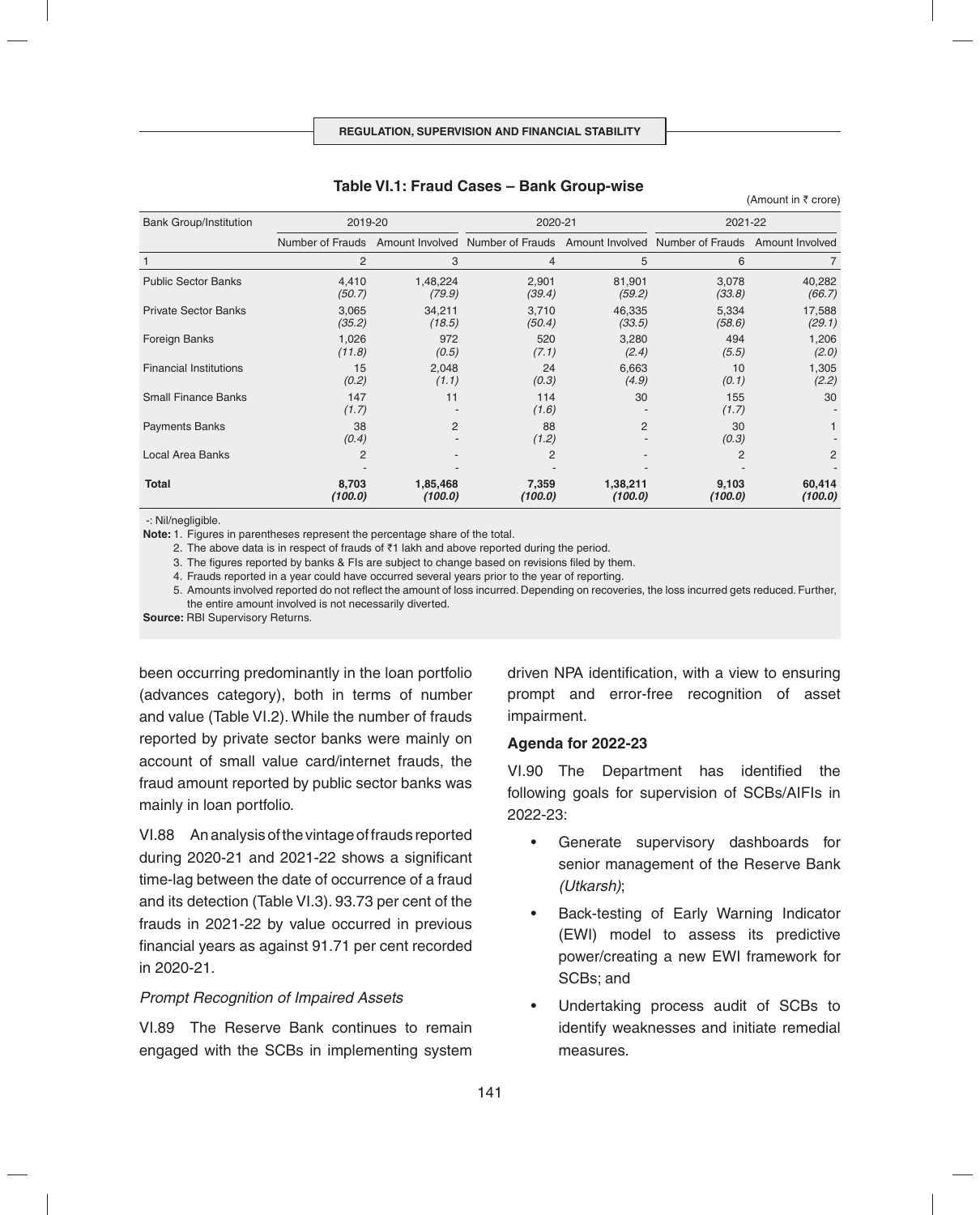**Table VI.1: Fraud Cases – Bank Group-wise**

(Amount in ₹ crore)

| Bank Group/Institution | 2019-20 | | 2020-21 | | 2021-22 | |
|---|---|---|---|---|---|---|
| | Number of Frauds | Amount Involved | Number of Frauds | Amount Involved | Number of Frauds | Amount Involved |
| 1 | 2 | 3 | 4 | 5 | 6 | 7 |
| Public Sector Banks | 4,410 *(50.7)* | 1,48,224 *(79.9)* | 2,901 *(39.4)* | 81,901 *(59.2)* | 3,078 *(33.8)* | 40,282 *(66.7)* |
| Private Sector Banks | 3,065 *(35.2)* | 34,211 *(18.5)* | 3,710 *(50.4)* | 46,335 *(33.5)* | 5,334 *(58.6)* | 17,588 *(29.1)* |
| Foreign Banks | 1,026 *(11.8)* | 972 *(0.5)* | 520 *(7.1)* | 3,280 *(2.4)* | 494 *(5.5)* | 1,206 *(2.0)* |
| Financial Institutions | 15 *(0.2)* | 2,048 *(1.1)* | 24 *(0.3)* | 6,663 *(4.9)* | 10 *(0.1)* | 1,305 *(2.2)* |
| Small Finance Banks | 147 *(1.7)* | 11 - | 114 *(1.6)* | 30 - | 155 *(1.7)* | 30 - |
| Payments Banks | 38 *(0.4)* | 2 - | 88 *(1.2)* | 2 - | 30 *(0.3)* | 1 - |
| Local Area Banks | 2 - | - - | 2 - | - - | 2 - | 2 - |
| **Total** | **8,703** ***(100.0)*** | **1,85,468** ***(100.0)*** | **7,359** ***(100.0)*** | **1,38,211** ***(100.0)*** | **9,103** ***(100.0)*** | **60,414** ***(100.0)*** |

-: Nil/negligible.

**Note:** 1. Figures in parentheses represent the percentage share of the total.

2. The above data is in respect of frauds of ₹1 lakh and above reported during the period.

3. The figures reported by banks & FIs are subject to change based on revisions filed by them.

4. Frauds reported in a year could have occurred several years prior to the year of reporting.

5. Amounts involved reported do not reflect the amount of loss incurred. Depending on recoveries, the loss incurred gets reduced. Further, the entire amount involved is not necessarily diverted.

**Source:** RBI Supervisory Returns.

been occurring predominantly in the loan portfolio (advances category), both in terms of number and value (Table VI.2). While the number of frauds reported by private sector banks were mainly on account of small value card/internet frauds, the fraud amount reported by public sector banks was mainly in loan portfolio.

VI.88 An analysis of the vintage of frauds reported during 2020-21 and 2021-22 shows a significant time-lag between the date of occurrence of a fraud and its detection (Table VI.3). 93.73 per cent of the frauds in 2021-22 by value occurred in previous financial years as against 91.71 per cent recorded in 2020-21.

*Prompt Recognition of Impaired Assets*

VI.89 The Reserve Bank continues to remain engaged with the SCBs in implementing system driven NPA identification, with a view to ensuring prompt and error-free recognition of asset impairment.

**Agenda for 2022-23**

VI.90 The Department has identified the following goals for supervision of SCBs/AIFIs in 2022-23:

- Generate supervisory dashboards for senior management of the Reserve Bank *(Utkarsh)*;
- Back-testing of Early Warning Indicator (EWI) model to assess its predictive power/creating a new EWI framework for SCBs; and
- Undertaking process audit of SCBs to identify weaknesses and initiate remedial measures.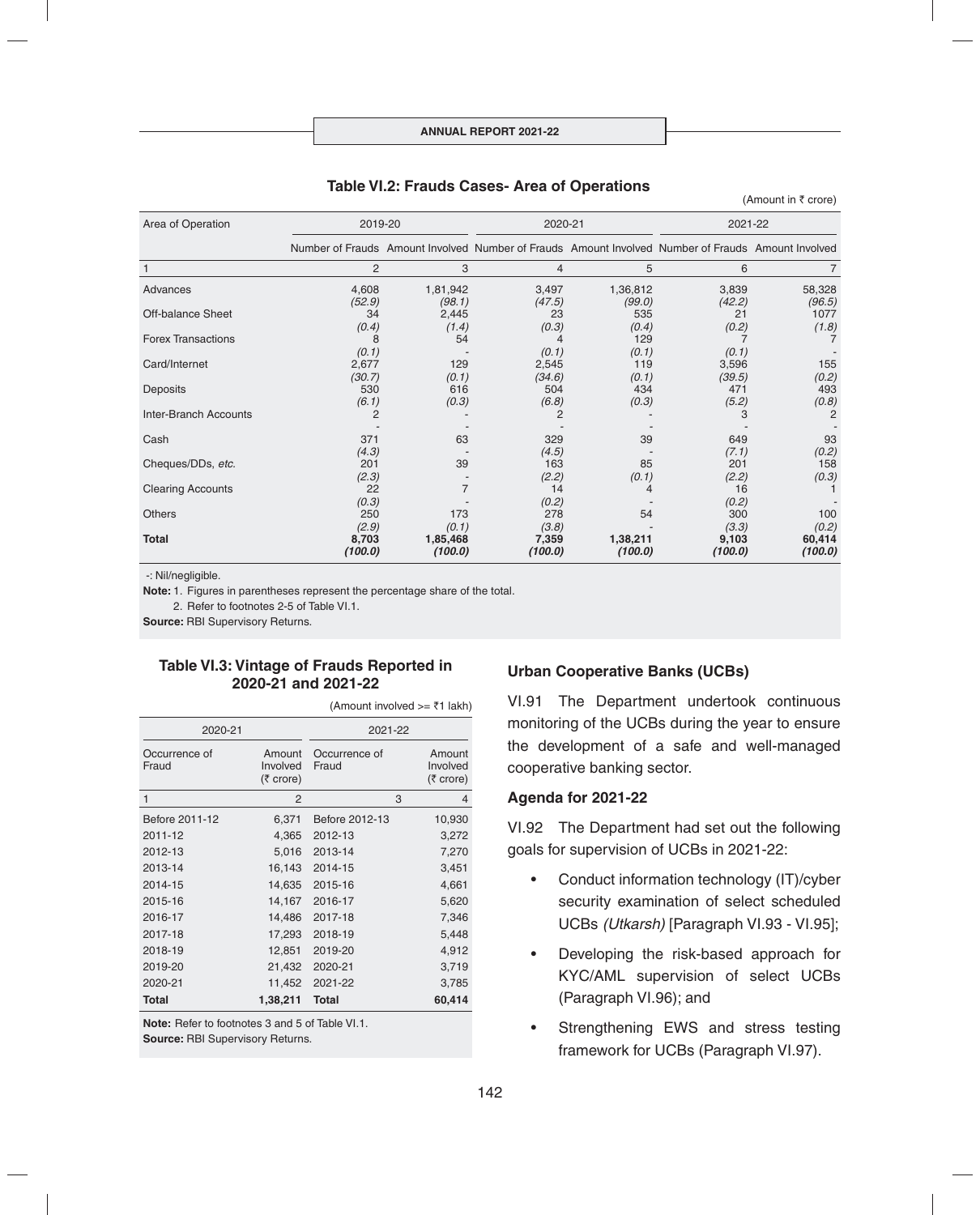**Table VI.2: Frauds Cases- Area of Operations**

(Amount in ₹ crore)

| Area of Operation | 2019-20 | | 2020-21 | | 2021-22 | |
|---|---|---|---|---|---|---|
| | Number of Frauds | Amount Involved | Number of Frauds | Amount Involved | Number of Frauds | Amount Involved |
| 1 | 2 | 3 | 4 | 5 | 6 | 7 |
| Advances | 4,608 *(52.9)* | 1,81,942 *(98.1)* | 3,497 *(47.5)* | 1,36,812 *(99.0)* | 3,839 *(42.2)* | 58,328 *(96.5)* |
| Off-balance Sheet | 34 *(0.4)* | 2,445 *(1.4)* | 23 *(0.3)* | 535 *(0.4)* | 21 *(0.2)* | 1077 *(1.8)* |
| Forex Transactions | 8 *(0.1)* | 54 - | 4 *(0.1)* | 129 *(0.1)* | 7 *(0.1)* | 7 - |
| Card/Internet | 2,677 *(30.7)* | 129 *(0.1)* | 2,545 *(34.6)* | 119 *(0.1)* | 3,596 *(39.5)* | 155 *(0.2)* |
| Deposits | 530 *(6.1)* | 616 *(0.3)* | 504 *(6.8)* | 434 *(0.3)* | 471 *(5.2)* | 493 *(0.8)* |
| Inter-Branch Accounts | 2 - | - - | 2 - | - - | 3 - | 2 - |
| Cash | 371 *(4.3)* | 63 - | 329 *(4.5)* | 39 - | 649 *(7.1)* | 93 *(0.2)* |
| Cheques/DDs, *etc.* | 201 *(2.3)* | 39 - | 163 *(2.2)* | 85 *(0.1)* | 201 *(2.2)* | 158 *(0.3)* |
| Clearing Accounts | 22 *(0.3)* | 7 - | 14 *(0.2)* | 4 - | 16 *(0.2)* | 1 - |
| Others | 250 *(2.9)* | 173 *(0.1)* | 278 *(3.8)* | 54 - | 300 *(3.3)* | 100 *(0.2)* |
| **Total** | **8,703** ***(100.0)*** | **1,85,468** ***(100.0)*** | **7,359** ***(100.0)*** | **1,38,211** ***(100.0)*** | **9,103** ***(100.0)*** | **60,414** ***(100.0)*** |

-: Nil/negligible.

**Note:** 1. Figures in parentheses represent the percentage share of the total.

2. Refer to footnotes 2-5 of Table VI.1.

**Source:** RBI Supervisory Returns.

**Table VI.3: Vintage of Frauds Reported in 2020-21 and 2021-22**

(Amount involved >= ₹1 lakh)

| 2020-21 | | 2021-22 | |
|---|---|---|---|
| Occurrence of Fraud | Amount Involved (₹ crore) | Occurrence of Fraud | Amount Involved (₹ crore) |
| 1 | 2 | 3 | 4 |
| Before 2011-12 | 6,371 | Before 2012-13 | 10,930 |
| 2011-12 | 4,365 | 2012-13 | 3,272 |
| 2012-13 | 5,016 | 2013-14 | 7,270 |
| 2013-14 | 16,143 | 2014-15 | 3,451 |
| 2014-15 | 14,635 | 2015-16 | 4,661 |
| 2015-16 | 14,167 | 2016-17 | 5,620 |
| 2016-17 | 14,486 | 2017-18 | 7,346 |
| 2017-18 | 17,293 | 2018-19 | 5,448 |
| 2018-19 | 12,851 | 2019-20 | 4,912 |
| 2019-20 | 21,432 | 2020-21 | 3,719 |
| 2020-21 | 11,452 | 2021-22 | 3,785 |
| **Total** | **1,38,211** | **Total** | **60,414** |

**Note:** Refer to footnotes 3 and 5 of Table VI.1.

**Source:** RBI Supervisory Returns.

### Urban Cooperative Banks (UCBs)

VI.91 The Department undertook continuous monitoring of the UCBs during the year to ensure the development of a safe and well-managed cooperative banking sector.

### Agenda for 2021-22

VI.92 The Department had set out the following goals for supervision of UCBs in 2021-22:

- Conduct information technology (IT)/cyber security examination of select scheduled UCBs *(Utkarsh)* [Paragraph VI.93 - VI.95];
- Developing the risk-based approach for KYC/AML supervision of select UCBs (Paragraph VI.96); and
- Strengthening EWS and stress testing framework for UCBs (Paragraph VI.97).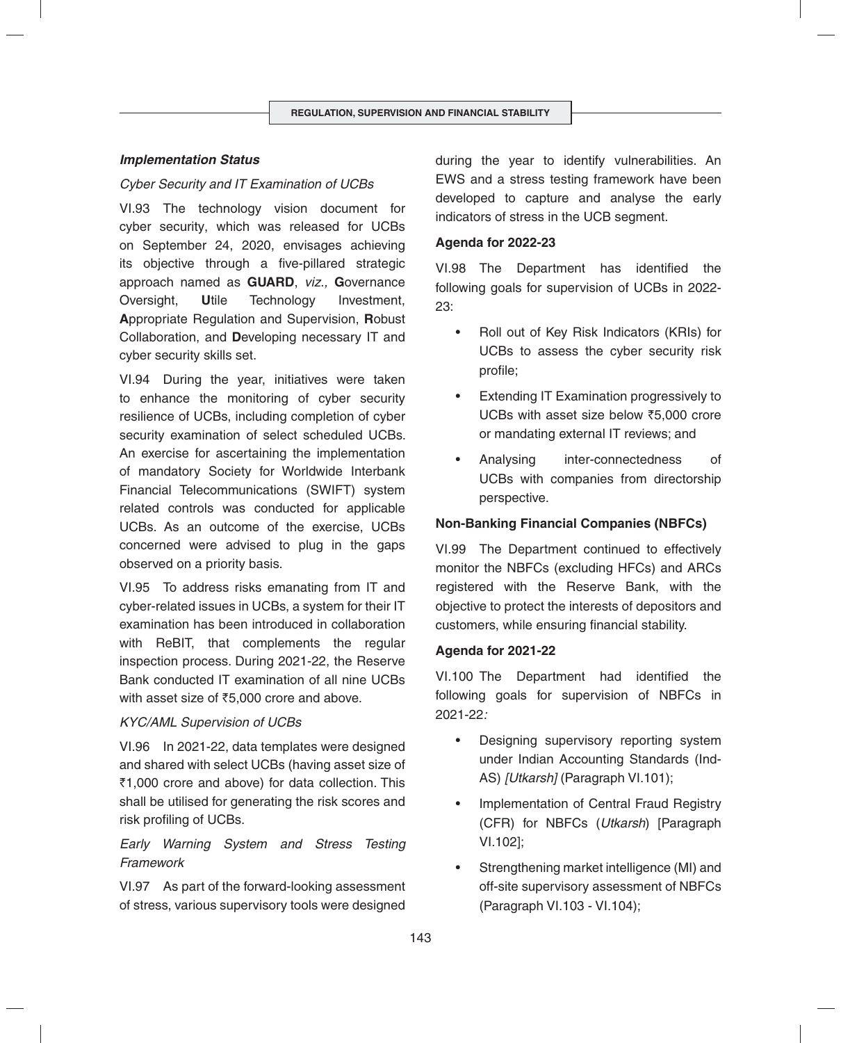#### *Implementation Status*

*Cyber Security and IT Examination of UCBs*

VI.93 The technology vision document for cyber security, which was released for UCBs on September 24, 2020, envisages achieving its objective through a five-pillared strategic approach named as **GUARD**, *viz.,* **G**overnance Oversight, **U**tile Technology Investment, **A**ppropriate Regulation and Supervision, **R**obust Collaboration, and **D**eveloping necessary IT and cyber security skills set.

VI.94 During the year, initiatives were taken to enhance the monitoring of cyber security resilience of UCBs, including completion of cyber security examination of select scheduled UCBs. An exercise for ascertaining the implementation of mandatory Society for Worldwide Interbank Financial Telecommunications (SWIFT) system related controls was conducted for applicable UCBs. As an outcome of the exercise, UCBs concerned were advised to plug in the gaps observed on a priority basis.

VI.95 To address risks emanating from IT and cyber-related issues in UCBs, a system for their IT examination has been introduced in collaboration with ReBIT, that complements the regular inspection process. During 2021-22, the Reserve Bank conducted IT examination of all nine UCBs with asset size of ₹5,000 crore and above.

*KYC/AML Supervision of UCBs*

VI.96 In 2021-22, data templates were designed and shared with select UCBs (having asset size of ₹1,000 crore and above) for data collection. This shall be utilised for generating the risk scores and risk profiling of UCBs.

*Early Warning System and Stress Testing Framework*

VI.97 As part of the forward-looking assessment of stress, various supervisory tools were designed during the year to identify vulnerabilities. An EWS and a stress testing framework have been developed to capture and analyse the early indicators of stress in the UCB segment.

#### Agenda for 2022-23

VI.98 The Department has identified the following goals for supervision of UCBs in 2022-23:

- Roll out of Key Risk Indicators (KRIs) for UCBs to assess the cyber security risk profile;
- Extending IT Examination progressively to UCBs with asset size below ₹5,000 crore or mandating external IT reviews; and
- Analysing inter-connectedness of UCBs with companies from directorship perspective.

### Non-Banking Financial Companies (NBFCs)

VI.99 The Department continued to effectively monitor the NBFCs (excluding HFCs) and ARCs registered with the Reserve Bank, with the objective to protect the interests of depositors and customers, while ensuring financial stability.

#### Agenda for 2021-22

VI.100 The Department had identified the following goals for supervision of NBFCs in 2021-22*:*

- Designing supervisory reporting system under Indian Accounting Standards (Ind-AS) *[Utkarsh]* (Paragraph VI.101);
- Implementation of Central Fraud Registry (CFR) for NBFCs (*Utkarsh*) [Paragraph VI.102];
- Strengthening market intelligence (MI) and off-site supervisory assessment of NBFCs (Paragraph VI.103 - VI.104);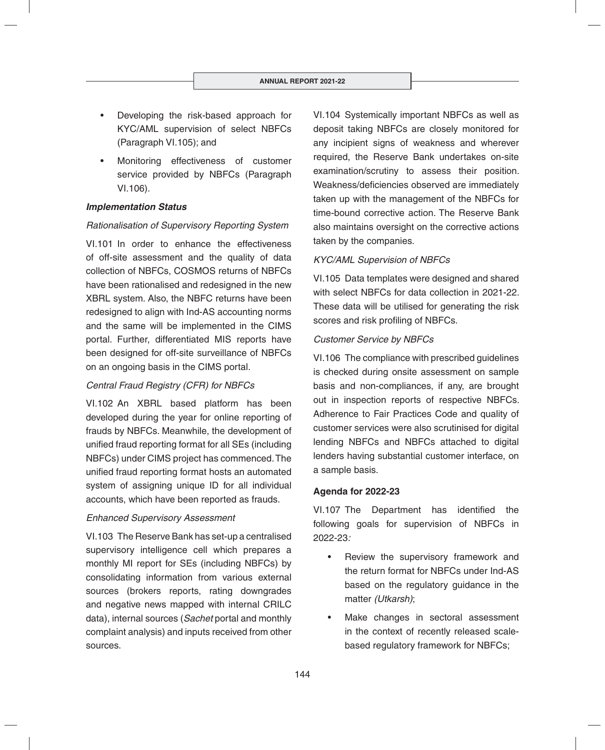- Developing the risk-based approach for KYC/AML supervision of select NBFCs (Paragraph VI.105); and
- Monitoring effectiveness of customer service provided by NBFCs (Paragraph VI.106).

***Implementation Status***

*Rationalisation of Supervisory Reporting System*

VI.101 In order to enhance the effectiveness of off-site assessment and the quality of data collection of NBFCs, COSMOS returns of NBFCs have been rationalised and redesigned in the new XBRL system. Also, the NBFC returns have been redesigned to align with Ind-AS accounting norms and the same will be implemented in the CIMS portal. Further, differentiated MIS reports have been designed for off-site surveillance of NBFCs on an ongoing basis in the CIMS portal.

*Central Fraud Registry (CFR) for NBFCs*

VI.102 An XBRL based platform has been developed during the year for online reporting of frauds by NBFCs. Meanwhile, the development of unified fraud reporting format for all SEs (including NBFCs) under CIMS project has commenced. The unified fraud reporting format hosts an automated system of assigning unique ID for all individual accounts, which have been reported as frauds.

*Enhanced Supervisory Assessment*

VI.103 The Reserve Bank has set-up a centralised supervisory intelligence cell which prepares a monthly MI report for SEs (including NBFCs) by consolidating information from various external sources (brokers reports, rating downgrades and negative news mapped with internal CRILC data), internal sources (*Sachet* portal and monthly complaint analysis) and inputs received from other sources.

VI.104 Systemically important NBFCs as well as deposit taking NBFCs are closely monitored for any incipient signs of weakness and wherever required, the Reserve Bank undertakes on-site examination/scrutiny to assess their position. Weakness/deficiencies observed are immediately taken up with the management of the NBFCs for time-bound corrective action. The Reserve Bank also maintains oversight on the corrective actions taken by the companies.

*KYC/AML Supervision of NBFCs*

VI.105 Data templates were designed and shared with select NBFCs for data collection in 2021-22. These data will be utilised for generating the risk scores and risk profiling of NBFCs.

*Customer Service by NBFCs*

VI.106 The compliance with prescribed guidelines is checked during onsite assessment on sample basis and non-compliances, if any, are brought out in inspection reports of respective NBFCs. Adherence to Fair Practices Code and quality of customer services were also scrutinised for digital lending NBFCs and NBFCs attached to digital lenders having substantial customer interface, on a sample basis.

**Agenda for 2022-23**

VI.107 The Department has identified the following goals for supervision of NBFCs in 2022-23*:*

- Review the supervisory framework and the return format for NBFCs under Ind-AS based on the regulatory guidance in the matter *(Utkarsh)*;
- Make changes in sectoral assessment in the context of recently released scale-based regulatory framework for NBFCs;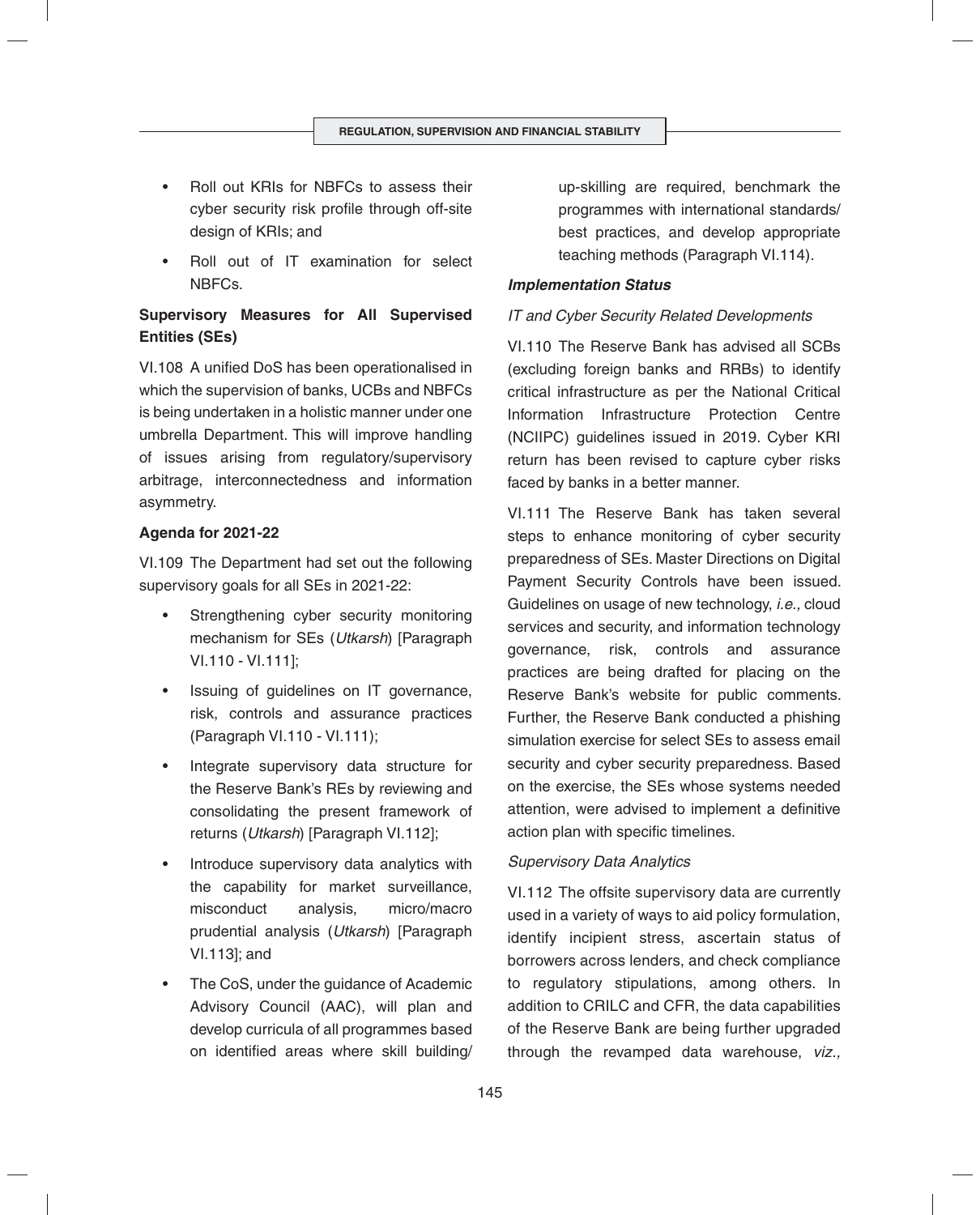- Roll out KRIs for NBFCs to assess their cyber security risk profile through off-site design of KRIs; and
- Roll out of IT examination for select NBFCs.

**Supervisory Measures for All Supervised Entities (SEs)**

VI.108 A unified DoS has been operationalised in which the supervision of banks, UCBs and NBFCs is being undertaken in a holistic manner under one umbrella Department. This will improve handling of issues arising from regulatory/supervisory arbitrage, interconnectedness and information asymmetry.

**Agenda for 2021-22**

VI.109 The Department had set out the following supervisory goals for all SEs in 2021-22:

- Strengthening cyber security monitoring mechanism for SEs (*Utkarsh*) [Paragraph VI.110 - VI.111];
- Issuing of guidelines on IT governance, risk, controls and assurance practices (Paragraph VI.110 - VI.111);
- Integrate supervisory data structure for the Reserve Bank's REs by reviewing and consolidating the present framework of returns (*Utkarsh*) [Paragraph VI.112];
- Introduce supervisory data analytics with the capability for market surveillance, misconduct analysis, micro/macro prudential analysis (*Utkarsh*) [Paragraph VI.113]; and
- The CoS, under the guidance of Academic Advisory Council (AAC), will plan and develop curricula of all programmes based on identified areas where skill building/up-skilling are required, benchmark the programmes with international standards/best practices, and develop appropriate teaching methods (Paragraph VI.114).

***Implementation Status***

*IT and Cyber Security Related Developments*

VI.110 The Reserve Bank has advised all SCBs (excluding foreign banks and RRBs) to identify critical infrastructure as per the National Critical Information Infrastructure Protection Centre (NCIIPC) guidelines issued in 2019. Cyber KRI return has been revised to capture cyber risks faced by banks in a better manner.

VI.111 The Reserve Bank has taken several steps to enhance monitoring of cyber security preparedness of SEs. Master Directions on Digital Payment Security Controls have been issued. Guidelines on usage of new technology, *i.e.,* cloud services and security, and information technology governance, risk, controls and assurance practices are being drafted for placing on the Reserve Bank's website for public comments. Further, the Reserve Bank conducted a phishing simulation exercise for select SEs to assess email security and cyber security preparedness. Based on the exercise, the SEs whose systems needed attention, were advised to implement a definitive action plan with specific timelines.

*Supervisory Data Analytics*

VI.112 The offsite supervisory data are currently used in a variety of ways to aid policy formulation, identify incipient stress, ascertain status of borrowers across lenders, and check compliance to regulatory stipulations, among others. In addition to CRILC and CFR, the data capabilities of the Reserve Bank are being further upgraded through the revamped data warehouse, *viz.,*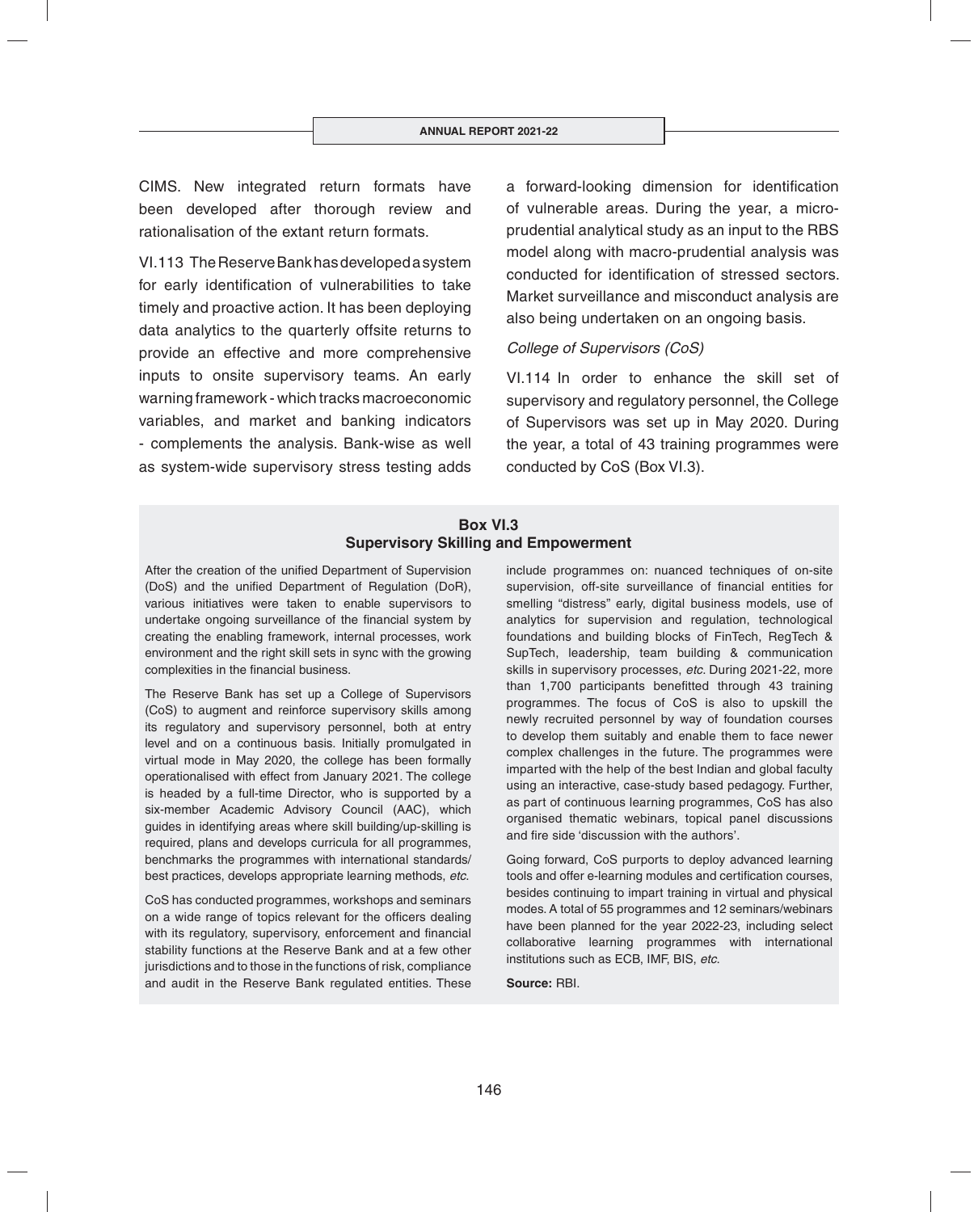CIMS. New integrated return formats have been developed after thorough review and rationalisation of the extant return formats.

VI.113 The Reserve Bank has developed a system for early identification of vulnerabilities to take timely and proactive action. It has been deploying data analytics to the quarterly offsite returns to provide an effective and more comprehensive inputs to onsite supervisory teams. An early warning framework - which tracks macroeconomic variables, and market and banking indicators - complements the analysis. Bank-wise as well as system-wide supervisory stress testing adds a forward-looking dimension for identification of vulnerable areas. During the year, a micro-prudential analytical study as an input to the RBS model along with macro-prudential analysis was conducted for identification of stressed sectors. Market surveillance and misconduct analysis are also being undertaken on an ongoing basis.

*College of Supervisors (CoS)*

VI.114 In order to enhance the skill set of supervisory and regulatory personnel, the College of Supervisors was set up in May 2020. During the year, a total of 43 training programmes were conducted by CoS (Box VI.3).

**Box VI.3**
**Supervisory Skilling and Empowerment**

After the creation of the unified Department of Supervision (DoS) and the unified Department of Regulation (DoR), various initiatives were taken to enable supervisors to undertake ongoing surveillance of the financial system by creating the enabling framework, internal processes, work environment and the right skill sets in sync with the growing complexities in the financial business.

The Reserve Bank has set up a College of Supervisors (CoS) to augment and reinforce supervisory skills among its regulatory and supervisory personnel, both at entry level and on a continuous basis. Initially promulgated in virtual mode in May 2020, the college has been formally operationalised with effect from January 2021. The college is headed by a full-time Director, who is supported by a six-member Academic Advisory Council (AAC), which guides in identifying areas where skill building/up-skilling is required, plans and develops curricula for all programmes, benchmarks the programmes with international standards/ best practices, develops appropriate learning methods, *etc.*

CoS has conducted programmes, workshops and seminars on a wide range of topics relevant for the officers dealing with its regulatory, supervisory, enforcement and financial stability functions at the Reserve Bank and at a few other jurisdictions and to those in the functions of risk, compliance and audit in the Reserve Bank regulated entities. These include programmes on: nuanced techniques of on-site supervision, off-site surveillance of financial entities for smelling "distress" early, digital business models, use of analytics for supervision and regulation, technological foundations and building blocks of FinTech, RegTech & SupTech, leadership, team building & communication skills in supervisory processes, *etc.* During 2021-22, more than 1,700 participants benefitted through 43 training programmes. The focus of CoS is also to upskill the newly recruited personnel by way of foundation courses to develop them suitably and enable them to face newer complex challenges in the future. The programmes were imparted with the help of the best Indian and global faculty using an interactive, case-study based pedagogy. Further, as part of continuous learning programmes, CoS has also organised thematic webinars, topical panel discussions and fire side 'discussion with the authors'.

Going forward, CoS purports to deploy advanced learning tools and offer e-learning modules and certification courses, besides continuing to impart training in virtual and physical modes. A total of 55 programmes and 12 seminars/webinars have been planned for the year 2022-23, including select collaborative learning programmes with international institutions such as ECB, IMF, BIS, *etc.*

**Source:** RBI.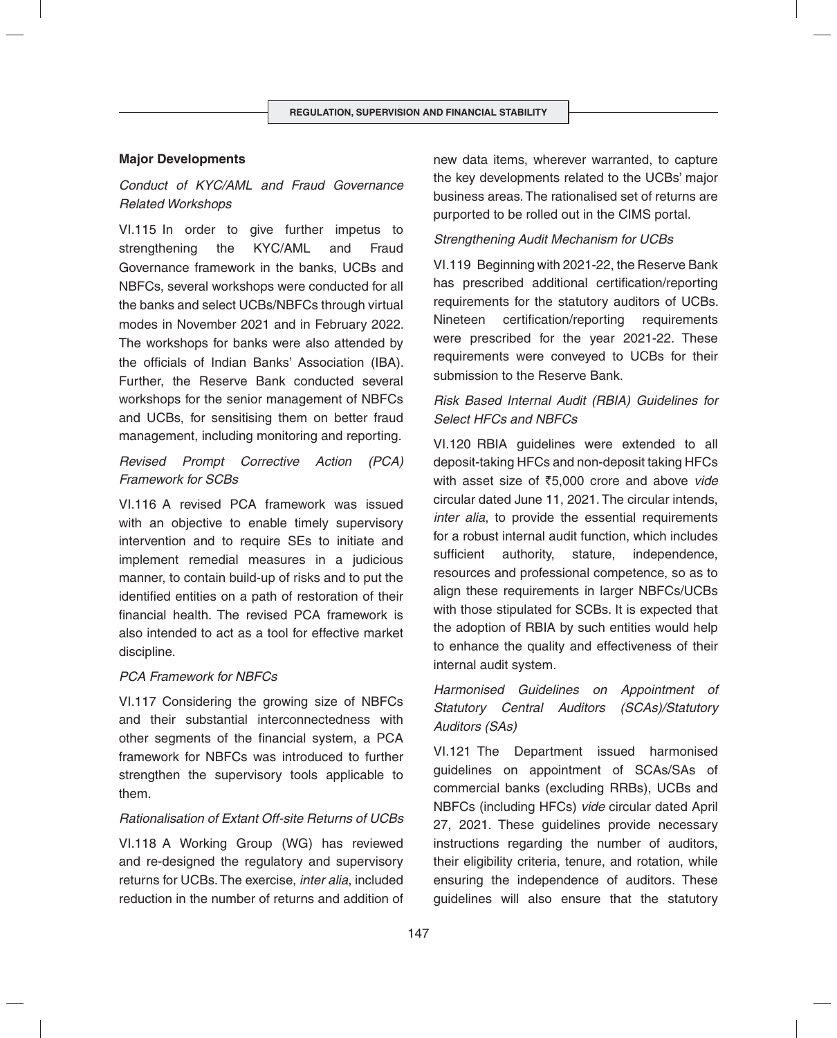### Major Developments

*Conduct of KYC/AML and Fraud Governance Related Workshops*

VI.115 In order to give further impetus to strengthening the KYC/AML and Fraud Governance framework in the banks, UCBs and NBFCs, several workshops were conducted for all the banks and select UCBs/NBFCs through virtual modes in November 2021 and in February 2022. The workshops for banks were also attended by the officials of Indian Banks' Association (IBA). Further, the Reserve Bank conducted several workshops for the senior management of NBFCs and UCBs, for sensitising them on better fraud management, including monitoring and reporting.

*Revised Prompt Corrective Action (PCA) Framework for SCBs*

VI.116 A revised PCA framework was issued with an objective to enable timely supervisory intervention and to require SEs to initiate and implement remedial measures in a judicious manner, to contain build-up of risks and to put the identified entities on a path of restoration of their financial health. The revised PCA framework is also intended to act as a tool for effective market discipline.

*PCA Framework for NBFCs*

VI.117 Considering the growing size of NBFCs and their substantial interconnectedness with other segments of the financial system, a PCA framework for NBFCs was introduced to further strengthen the supervisory tools applicable to them.

*Rationalisation of Extant Off-site Returns of UCBs*

VI.118 A Working Group (WG) has reviewed and re-designed the regulatory and supervisory returns for UCBs. The exercise, *inter alia*, included reduction in the number of returns and addition of new data items, wherever warranted, to capture the key developments related to the UCBs' major business areas. The rationalised set of returns are purported to be rolled out in the CIMS portal.

*Strengthening Audit Mechanism for UCBs*

VI.119 Beginning with 2021-22, the Reserve Bank has prescribed additional certification/reporting requirements for the statutory auditors of UCBs. Nineteen certification/reporting requirements were prescribed for the year 2021-22. These requirements were conveyed to UCBs for their submission to the Reserve Bank.

*Risk Based Internal Audit (RBIA) Guidelines for Select HFCs and NBFCs*

VI.120 RBIA guidelines were extended to all deposit-taking HFCs and non-deposit taking HFCs with asset size of ₹5,000 crore and above *vide* circular dated June 11, 2021. The circular intends, *inter alia*, to provide the essential requirements for a robust internal audit function, which includes sufficient authority, stature, independence, resources and professional competence, so as to align these requirements in larger NBFCs/UCBs with those stipulated for SCBs. It is expected that the adoption of RBIA by such entities would help to enhance the quality and effectiveness of their internal audit system.

*Harmonised Guidelines on Appointment of Statutory Central Auditors (SCAs)/Statutory Auditors (SAs)*

VI.121 The Department issued harmonised guidelines on appointment of SCAs/SAs of commercial banks (excluding RRBs), UCBs and NBFCs (including HFCs) *vide* circular dated April 27, 2021. These guidelines provide necessary instructions regarding the number of auditors, their eligibility criteria, tenure, and rotation, while ensuring the independence of auditors. These guidelines will also ensure that the statutory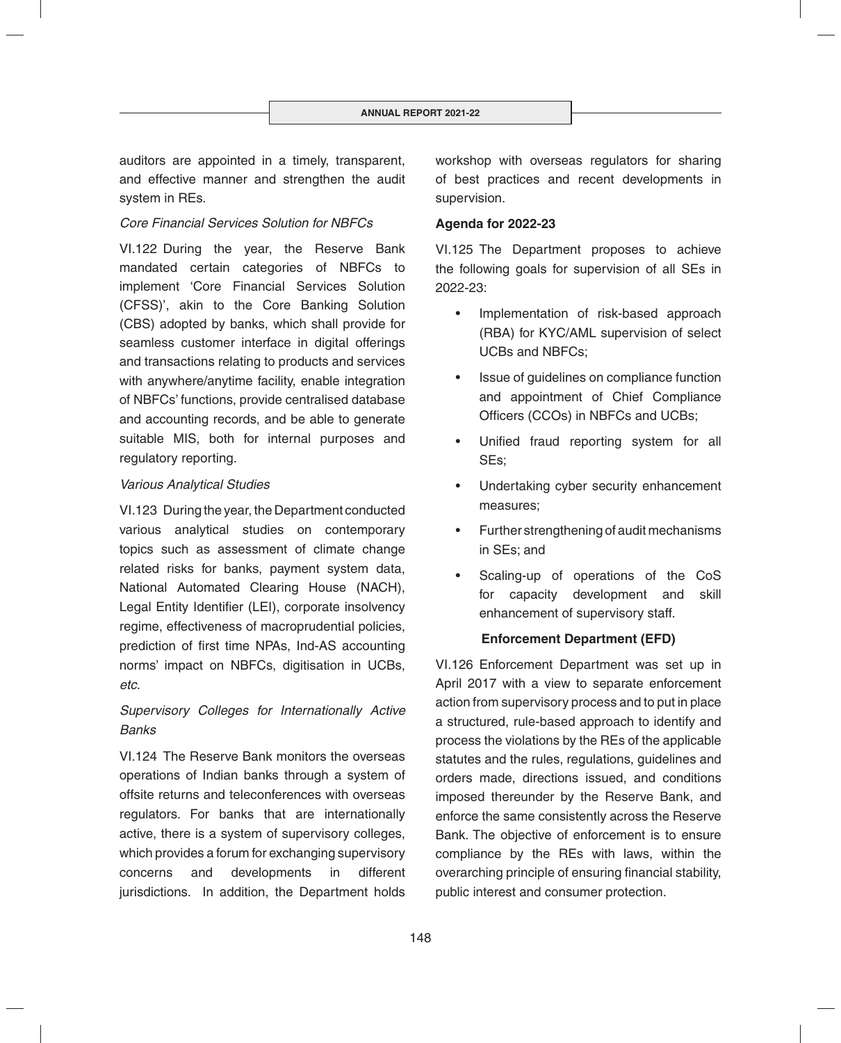auditors are appointed in a timely, transparent, and effective manner and strengthen the audit system in REs.

*Core Financial Services Solution for NBFCs*

VI.122 During the year, the Reserve Bank mandated certain categories of NBFCs to implement 'Core Financial Services Solution (CFSS)', akin to the Core Banking Solution (CBS) adopted by banks, which shall provide for seamless customer interface in digital offerings and transactions relating to products and services with anywhere/anytime facility, enable integration of NBFCs' functions, provide centralised database and accounting records, and be able to generate suitable MIS, both for internal purposes and regulatory reporting.

*Various Analytical Studies*

VI.123 During the year, the Department conducted various analytical studies on contemporary topics such as assessment of climate change related risks for banks, payment system data, National Automated Clearing House (NACH), Legal Entity Identifier (LEI), corporate insolvency regime, effectiveness of macroprudential policies, prediction of first time NPAs, Ind-AS accounting norms' impact on NBFCs, digitisation in UCBs, *etc*.

*Supervisory Colleges for Internationally Active Banks*

VI.124 The Reserve Bank monitors the overseas operations of Indian banks through a system of offsite returns and teleconferences with overseas regulators. For banks that are internationally active, there is a system of supervisory colleges, which provides a forum for exchanging supervisory concerns and developments in different jurisdictions. In addition, the Department holds workshop with overseas regulators for sharing of best practices and recent developments in supervision.

**Agenda for 2022-23**

VI.125 The Department proposes to achieve the following goals for supervision of all SEs in 2022-23:

- Implementation of risk-based approach (RBA) for KYC/AML supervision of select UCBs and NBFCs;
- Issue of guidelines on compliance function and appointment of Chief Compliance Officers (CCOs) in NBFCs and UCBs;
- Unified fraud reporting system for all SEs;
- Undertaking cyber security enhancement measures;
- Further strengthening of audit mechanisms in SEs; and
- Scaling-up of operations of the CoS for capacity development and skill enhancement of supervisory staff.

### Enforcement Department (EFD)

VI.126 Enforcement Department was set up in April 2017 with a view to separate enforcement action from supervisory process and to put in place a structured, rule-based approach to identify and process the violations by the REs of the applicable statutes and the rules, regulations, guidelines and orders made, directions issued, and conditions imposed thereunder by the Reserve Bank, and enforce the same consistently across the Reserve Bank. The objective of enforcement is to ensure compliance by the REs with laws, within the overarching principle of ensuring financial stability, public interest and consumer protection.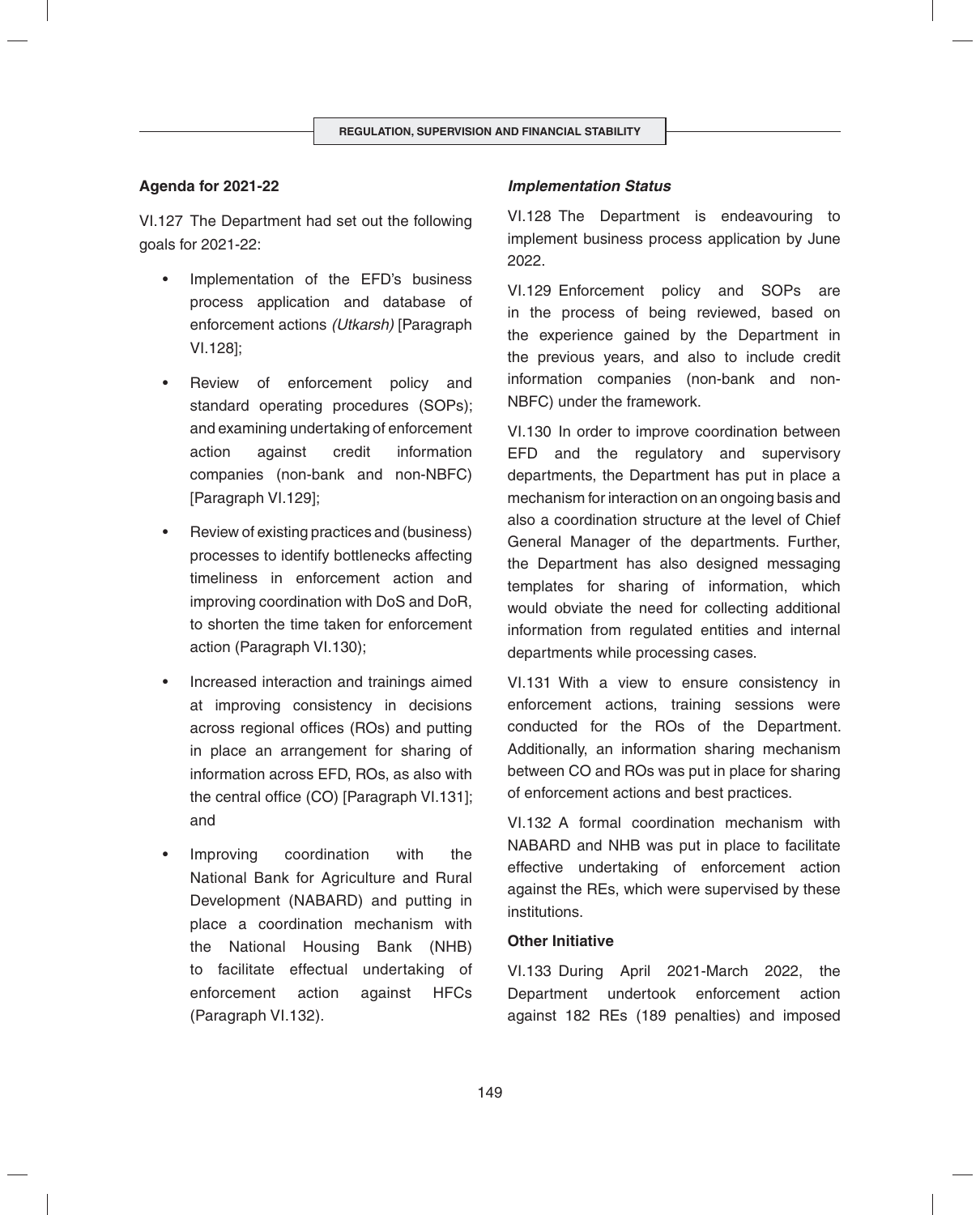### Agenda for 2021-22

VI.127 The Department had set out the following goals for 2021-22:

- Implementation of the EFD's business process application and database of enforcement actions *(Utkarsh)* [Paragraph VI.128];
- Review of enforcement policy and standard operating procedures (SOPs); and examining undertaking of enforcement action against credit information companies (non-bank and non-NBFC) [Paragraph VI.129];
- Review of existing practices and (business) processes to identify bottlenecks affecting timeliness in enforcement action and improving coordination with DoS and DoR, to shorten the time taken for enforcement action (Paragraph VI.130);
- Increased interaction and trainings aimed at improving consistency in decisions across regional offices (ROs) and putting in place an arrangement for sharing of information across EFD, ROs, as also with the central office (CO) [Paragraph VI.131]; and
- Improving coordination with the National Bank for Agriculture and Rural Development (NABARD) and putting in place a coordination mechanism with the National Housing Bank (NHB) to facilitate effectual undertaking of enforcement action against HFCs (Paragraph VI.132).

### *Implementation Status*

VI.128 The Department is endeavouring to implement business process application by June 2022.

VI.129 Enforcement policy and SOPs are in the process of being reviewed, based on the experience gained by the Department in the previous years, and also to include credit information companies (non-bank and non-NBFC) under the framework.

VI.130 In order to improve coordination between EFD and the regulatory and supervisory departments, the Department has put in place a mechanism for interaction on an ongoing basis and also a coordination structure at the level of Chief General Manager of the departments. Further, the Department has also designed messaging templates for sharing of information, which would obviate the need for collecting additional information from regulated entities and internal departments while processing cases.

VI.131 With a view to ensure consistency in enforcement actions, training sessions were conducted for the ROs of the Department. Additionally, an information sharing mechanism between CO and ROs was put in place for sharing of enforcement actions and best practices.

VI.132 A formal coordination mechanism with NABARD and NHB was put in place to facilitate effective undertaking of enforcement action against the REs, which were supervised by these institutions.

### Other Initiative

VI.133 During April 2021-March 2022, the Department undertook enforcement action against 182 REs (189 penalties) and imposed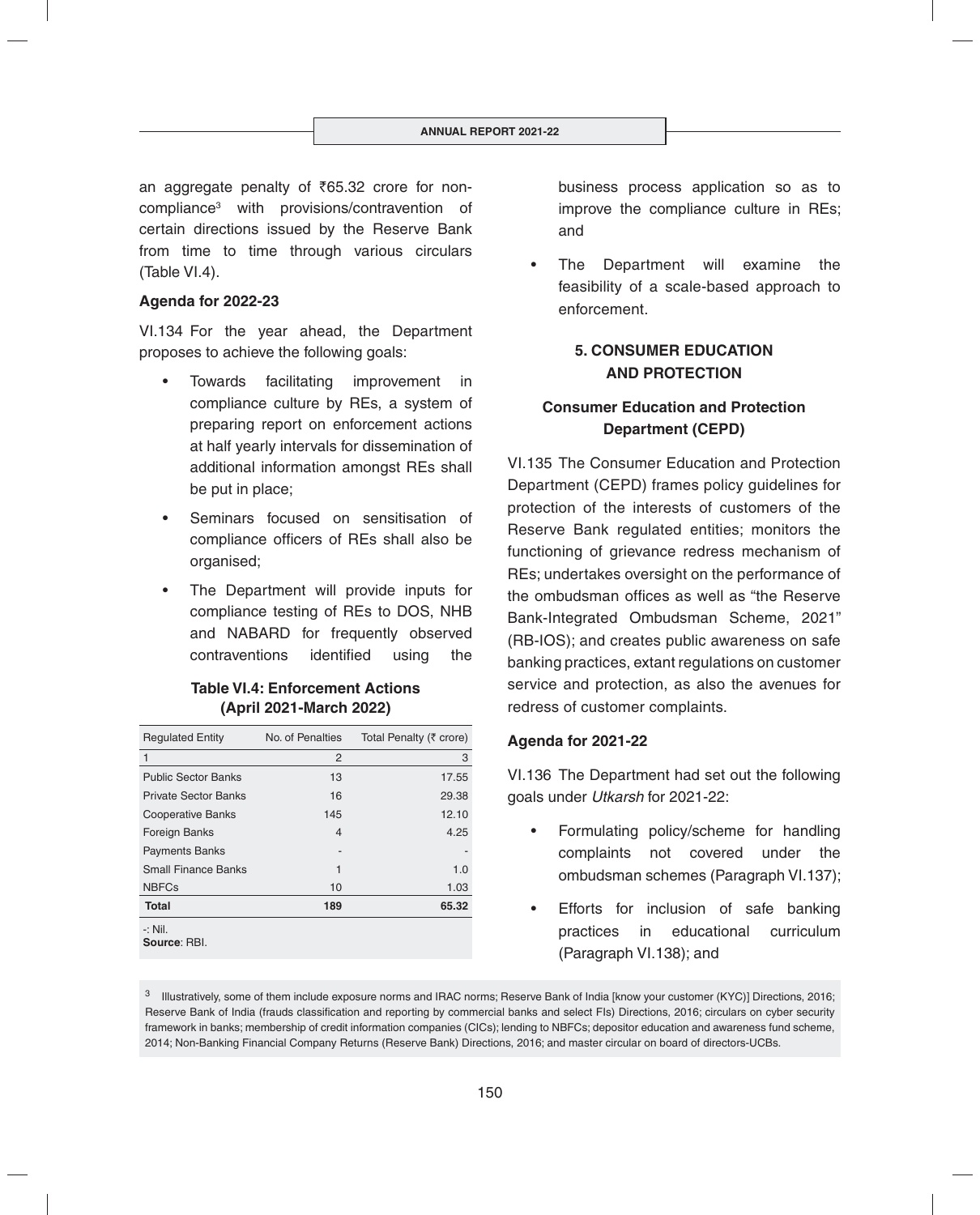an aggregate penalty of ₹65.32 crore for non-compliance[3] with provisions/contravention of certain directions issued by the Reserve Bank from time to time through various circulars (Table VI.4).

**Agenda for 2022-23**

VI.134 For the year ahead, the Department proposes to achieve the following goals:

- Towards facilitating improvement in compliance culture by REs, a system of preparing report on enforcement actions at half yearly intervals for dissemination of additional information amongst REs shall be put in place;
- Seminars focused on sensitisation of compliance officers of REs shall also be organised;
- The Department will provide inputs for compliance testing of REs to DOS, NHB and NABARD for frequently observed contraventions identified using the business process application so as to improve the compliance culture in REs; and
- The Department will examine the feasibility of a scale-based approach to enforcement.

**Table VI.4: Enforcement Actions (April 2021-March 2022)**

| Regulated Entity | No. of Penalties | Total Penalty (₹ crore) |
|---|---|---|
| 1 | 2 | 3 |
| Public Sector Banks | 13 | 17.55 |
| Private Sector Banks | 16 | 29.38 |
| Cooperative Banks | 145 | 12.10 |
| Foreign Banks | 4 | 4.25 |
| Payments Banks | - | - |
| Small Finance Banks | 1 | 1.0 |
| NBFCs | 10 | 1.03 |
| **Total** | **189** | **65.32** |

-: Nil.
**Source**: RBI.

## 5. CONSUMER EDUCATION AND PROTECTION

### Consumer Education and Protection Department (CEPD)

VI.135 The Consumer Education and Protection Department (CEPD) frames policy guidelines for protection of the interests of customers of the Reserve Bank regulated entities; monitors the functioning of grievance redress mechanism of REs; undertakes oversight on the performance of the ombudsman offices as well as "the Reserve Bank-Integrated Ombudsman Scheme, 2021" (RB-IOS); and creates public awareness on safe banking practices, extant regulations on customer service and protection, as also the avenues for redress of customer complaints.

**Agenda for 2021-22**

VI.136 The Department had set out the following goals under *Utkarsh* for 2021-22:

- Formulating policy/scheme for handling complaints not covered under the ombudsman schemes (Paragraph VI.137);
- Efforts for inclusion of safe banking practices in educational curriculum (Paragraph VI.138); and

[3] Illustratively, some of them include exposure norms and IRAC norms; Reserve Bank of India [know your customer (KYC)] Directions, 2016; Reserve Bank of India (frauds classification and reporting by commercial banks and select FIs) Directions, 2016; circulars on cyber security framework in banks; membership of credit information companies (CICs); lending to NBFCs; depositor education and awareness fund scheme, 2014; Non-Banking Financial Company Returns (Reserve Bank) Directions, 2016; and master circular on board of directors-UCBs.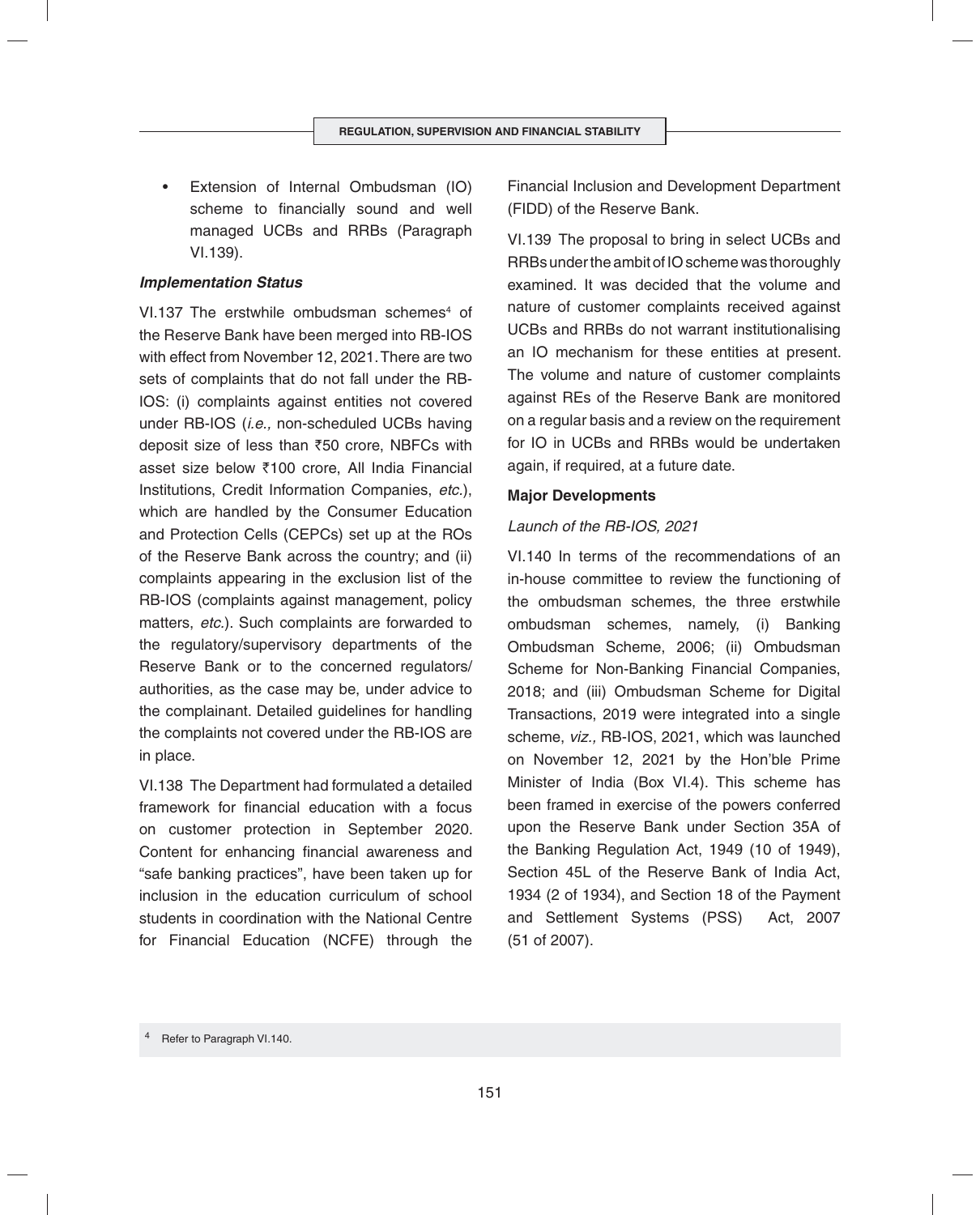- Extension of Internal Ombudsman (IO) scheme to financially sound and well managed UCBs and RRBs (Paragraph VI.139).

***Implementation Status***

VI.137 The erstwhile ombudsman schemes[4] of the Reserve Bank have been merged into RB-IOS with effect from November 12, 2021. There are two sets of complaints that do not fall under the RB-IOS: (i) complaints against entities not covered under RB-IOS (*i.e.,* non-scheduled UCBs having deposit size of less than ₹50 crore, NBFCs with asset size below ₹100 crore, All India Financial Institutions, Credit Information Companies, *etc.*), which are handled by the Consumer Education and Protection Cells (CEPCs) set up at the ROs of the Reserve Bank across the country; and (ii) complaints appearing in the exclusion list of the RB-IOS (complaints against management, policy matters, *etc.*). Such complaints are forwarded to the regulatory/supervisory departments of the Reserve Bank or to the concerned regulators/authorities, as the case may be, under advice to the complainant. Detailed guidelines for handling the complaints not covered under the RB-IOS are in place.

VI.138 The Department had formulated a detailed framework for financial education with a focus on customer protection in September 2020. Content for enhancing financial awareness and "safe banking practices", have been taken up for inclusion in the education curriculum of school students in coordination with the National Centre for Financial Education (NCFE) through the Financial Inclusion and Development Department (FIDD) of the Reserve Bank.

VI.139 The proposal to bring in select UCBs and RRBs under the ambit of IO scheme was thoroughly examined. It was decided that the volume and nature of customer complaints received against UCBs and RRBs do not warrant institutionalising an IO mechanism for these entities at present. The volume and nature of customer complaints against REs of the Reserve Bank are monitored on a regular basis and a review on the requirement for IO in UCBs and RRBs would be undertaken again, if required, at a future date.

**Major Developments**

*Launch of the RB-IOS, 2021*

VI.140 In terms of the recommendations of an in-house committee to review the functioning of the ombudsman schemes, the three erstwhile ombudsman schemes, namely, (i) Banking Ombudsman Scheme, 2006; (ii) Ombudsman Scheme for Non-Banking Financial Companies, 2018; and (iii) Ombudsman Scheme for Digital Transactions, 2019 were integrated into a single scheme, *viz.,* RB-IOS, 2021, which was launched on November 12, 2021 by the Hon'ble Prime Minister of India (Box VI.4). This scheme has been framed in exercise of the powers conferred upon the Reserve Bank under Section 35A of the Banking Regulation Act, 1949 (10 of 1949), Section 45L of the Reserve Bank of India Act, 1934 (2 of 1934), and Section 18 of the Payment and Settlement Systems (PSS) Act, 2007 (51 of 2007).

[4] Refer to Paragraph VI.140.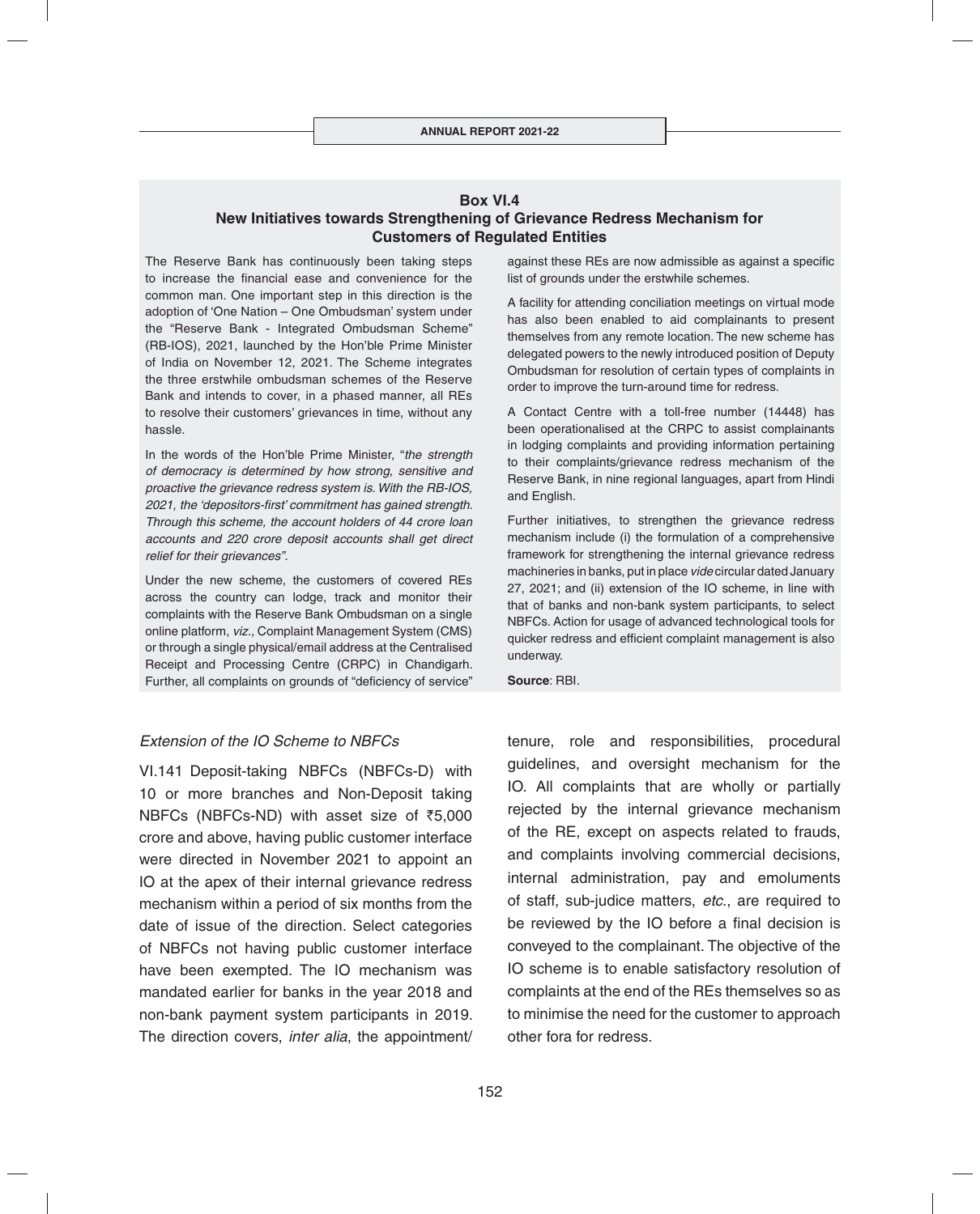### Box VI.4
### New Initiatives towards Strengthening of Grievance Redress Mechanism for Customers of Regulated Entities

The Reserve Bank has continuously been taking steps to increase the financial ease and convenience for the common man. One important step in this direction is the adoption of 'One Nation – One Ombudsman' system under the "Reserve Bank - Integrated Ombudsman Scheme" (RB-IOS), 2021, launched by the Hon'ble Prime Minister of India on November 12, 2021. The Scheme integrates the three erstwhile ombudsman schemes of the Reserve Bank and intends to cover, in a phased manner, all REs to resolve their customers' grievances in time, without any hassle.

In the words of the Hon'ble Prime Minister, "*the strength of democracy is determined by how strong, sensitive and proactive the grievance redress system is. With the RB-IOS, 2021, the 'depositors-first' commitment has gained strength. Through this scheme, the account holders of 44 crore loan accounts and 220 crore deposit accounts shall get direct relief for their grievances".*

Under the new scheme, the customers of covered REs across the country can lodge, track and monitor their complaints with the Reserve Bank Ombudsman on a single online platform, *viz.,* Complaint Management System (CMS) or through a single physical/email address at the Centralised Receipt and Processing Centre (CRPC) in Chandigarh. Further, all complaints on grounds of "deficiency of service" against these REs are now admissible as against a specific list of grounds under the erstwhile schemes.

A facility for attending conciliation meetings on virtual mode has also been enabled to aid complainants to present themselves from any remote location. The new scheme has delegated powers to the newly introduced position of Deputy Ombudsman for resolution of certain types of complaints in order to improve the turn-around time for redress.

A Contact Centre with a toll-free number (14448) has been operationalised at the CRPC to assist complainants in lodging complaints and providing information pertaining to their complaints/grievance redress mechanism of the Reserve Bank, in nine regional languages, apart from Hindi and English.

Further initiatives, to strengthen the grievance redress mechanism include (i) the formulation of a comprehensive framework for strengthening the internal grievance redress machineries in banks, put in place *vide* circular dated January 27, 2021; and (ii) extension of the IO scheme, in line with that of banks and non-bank system participants, to select NBFCs. Action for usage of advanced technological tools for quicker redress and efficient complaint management is also underway.

**Source**: RBI.

*Extension of the IO Scheme to NBFCs*

VI.141 Deposit-taking NBFCs (NBFCs-D) with 10 or more branches and Non-Deposit taking NBFCs (NBFCs-ND) with asset size of ₹5,000 crore and above, having public customer interface were directed in November 2021 to appoint an IO at the apex of their internal grievance redress mechanism within a period of six months from the date of issue of the direction. Select categories of NBFCs not having public customer interface have been exempted. The IO mechanism was mandated earlier for banks in the year 2018 and non-bank payment system participants in 2019. The direction covers, *inter alia*, the appointment/tenure, role and responsibilities, procedural guidelines, and oversight mechanism for the IO. All complaints that are wholly or partially rejected by the internal grievance mechanism of the RE, except on aspects related to frauds, and complaints involving commercial decisions, internal administration, pay and emoluments of staff, sub-judice matters, *etc*., are required to be reviewed by the IO before a final decision is conveyed to the complainant. The objective of the IO scheme is to enable satisfactory resolution of complaints at the end of the REs themselves so as to minimise the need for the customer to approach other fora for redress.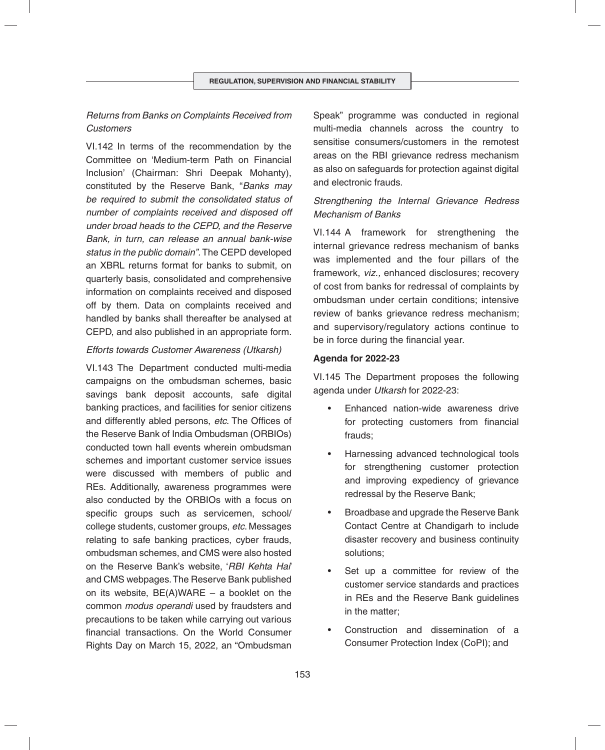*Returns from Banks on Complaints Received from Customers*

VI.142 In terms of the recommendation by the Committee on 'Medium-term Path on Financial Inclusion' (Chairman: Shri Deepak Mohanty), constituted by the Reserve Bank, "*Banks may be required to submit the consolidated status of number of complaints received and disposed off under broad heads to the CEPD, and the Reserve Bank, in turn, can release an annual bank-wise status in the public domain"*. The CEPD developed an XBRL returns format for banks to submit, on quarterly basis, consolidated and comprehensive information on complaints received and disposed off by them. Data on complaints received and handled by banks shall thereafter be analysed at CEPD, and also published in an appropriate form.

*Efforts towards Customer Awareness (Utkarsh)*

VI.143 The Department conducted multi-media campaigns on the ombudsman schemes, basic savings bank deposit accounts, safe digital banking practices, and facilities for senior citizens and differently abled persons, *etc*. The Offices of the Reserve Bank of India Ombudsman (ORBIOs) conducted town hall events wherein ombudsman schemes and important customer service issues were discussed with members of public and REs. Additionally, awareness programmes were also conducted by the ORBIOs with a focus on specific groups such as servicemen, school/college students, customer groups, *etc*. Messages relating to safe banking practices, cyber frauds, ombudsman schemes, and CMS were also hosted on the Reserve Bank's website, '*RBI Kehta Hai*' and CMS webpages. The Reserve Bank published on its website, BE(A)WARE – a booklet on the common *modus operandi* used by fraudsters and precautions to be taken while carrying out various financial transactions. On the World Consumer Rights Day on March 15, 2022, an "Ombudsman Speak" programme was conducted in regional multi-media channels across the country to sensitise consumers/customers in the remotest areas on the RBI grievance redress mechanism as also on safeguards for protection against digital and electronic frauds.

*Strengthening the Internal Grievance Redress Mechanism of Banks*

VI.144 A framework for strengthening the internal grievance redress mechanism of banks was implemented and the four pillars of the framework, *viz.,* enhanced disclosures; recovery of cost from banks for redressal of complaints by ombudsman under certain conditions; intensive review of banks grievance redress mechanism; and supervisory/regulatory actions continue to be in force during the financial year.

**Agenda for 2022-23**

VI.145 The Department proposes the following agenda under *Utkarsh* for 2022-23:

- Enhanced nation-wide awareness drive for protecting customers from financial frauds;
- Harnessing advanced technological tools for strengthening customer protection and improving expediency of grievance redressal by the Reserve Bank;
- Broadbase and upgrade the Reserve Bank Contact Centre at Chandigarh to include disaster recovery and business continuity solutions;
- Set up a committee for review of the customer service standards and practices in REs and the Reserve Bank guidelines in the matter;
- Construction and dissemination of a Consumer Protection Index (CoPI); and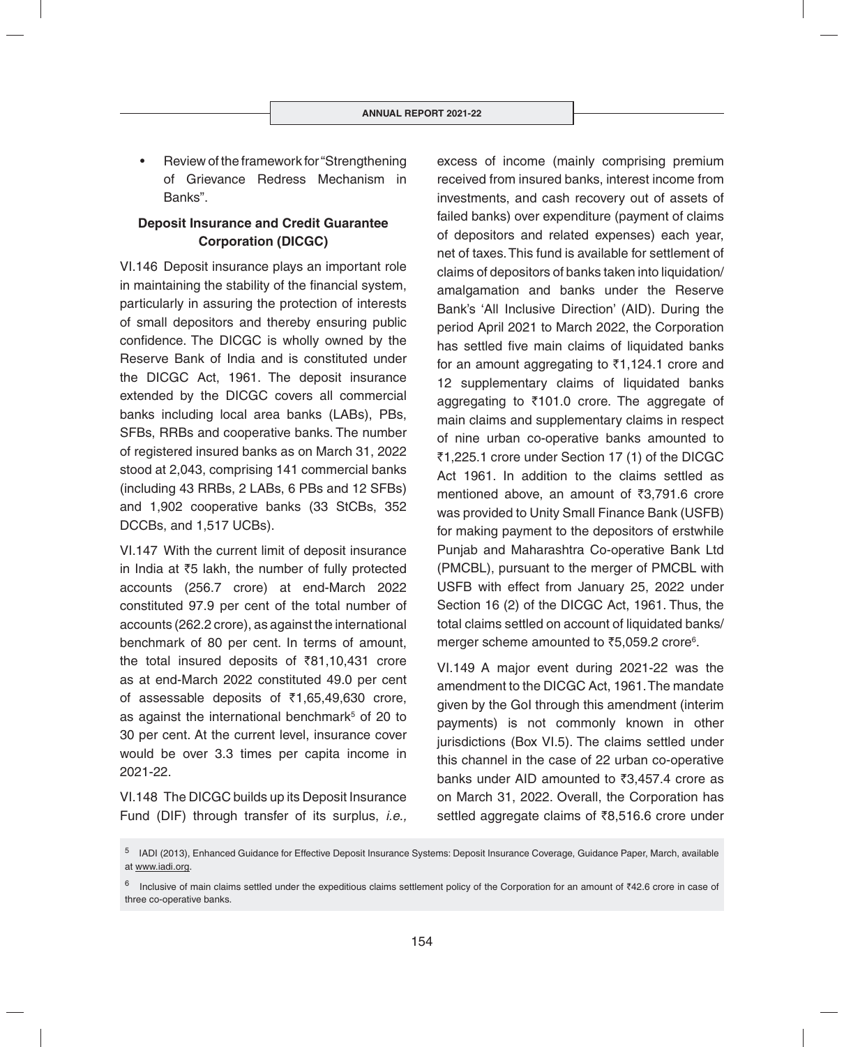- Review of the framework for "Strengthening of Grievance Redress Mechanism in Banks".

## Deposit Insurance and Credit Guarantee Corporation (DICGC)

VI.146 Deposit insurance plays an important role in maintaining the stability of the financial system, particularly in assuring the protection of interests of small depositors and thereby ensuring public confidence. The DICGC is wholly owned by the Reserve Bank of India and is constituted under the DICGC Act, 1961. The deposit insurance extended by the DICGC covers all commercial banks including local area banks (LABs), PBs, SFBs, RRBs and cooperative banks. The number of registered insured banks as on March 31, 2022 stood at 2,043, comprising 141 commercial banks (including 43 RRBs, 2 LABs, 6 PBs and 12 SFBs) and 1,902 cooperative banks (33 StCBs, 352 DCCBs, and 1,517 UCBs).

VI.147 With the current limit of deposit insurance in India at ₹5 lakh, the number of fully protected accounts (256.7 crore) at end-March 2022 constituted 97.9 per cent of the total number of accounts (262.2 crore), as against the international benchmark of 80 per cent. In terms of amount, the total insured deposits of ₹81,10,431 crore as at end-March 2022 constituted 49.0 per cent of assessable deposits of ₹1,65,49,630 crore, as against the international benchmark[5] of 20 to 30 per cent. At the current level, insurance cover would be over 3.3 times per capita income in 2021-22.

VI.148 The DICGC builds up its Deposit Insurance Fund (DIF) through transfer of its surplus, *i.e.,* excess of income (mainly comprising premium received from insured banks, interest income from investments, and cash recovery out of assets of failed banks) over expenditure (payment of claims of depositors and related expenses) each year, net of taxes. This fund is available for settlement of claims of depositors of banks taken into liquidation/ amalgamation and banks under the Reserve Bank's 'All Inclusive Direction' (AID). During the period April 2021 to March 2022, the Corporation has settled five main claims of liquidated banks for an amount aggregating to ₹1,124.1 crore and 12 supplementary claims of liquidated banks aggregating to ₹101.0 crore. The aggregate of main claims and supplementary claims in respect of nine urban co-operative banks amounted to ₹1,225.1 crore under Section 17 (1) of the DICGC Act 1961. In addition to the claims settled as mentioned above, an amount of ₹3,791.6 crore was provided to Unity Small Finance Bank (USFB) for making payment to the depositors of erstwhile Punjab and Maharashtra Co-operative Bank Ltd (PMCBL), pursuant to the merger of PMCBL with USFB with effect from January 25, 2022 under Section 16 (2) of the DICGC Act, 1961. Thus, the total claims settled on account of liquidated banks/ merger scheme amounted to ₹5,059.2 crore[6].

VI.149 A major event during 2021-22 was the amendment to the DICGC Act, 1961. The mandate given by the GoI through this amendment (interim payments) is not commonly known in other jurisdictions (Box VI.5). The claims settled under this channel in the case of 22 urban co-operative banks under AID amounted to ₹3,457.4 crore as on March 31, 2022. Overall, the Corporation has settled aggregate claims of ₹8,516.6 crore under

[5] IADI (2013), Enhanced Guidance for Effective Deposit Insurance Systems: Deposit Insurance Coverage, Guidance Paper, March, available at www.iadi.org.

[6] Inclusive of main claims settled under the expeditious claims settlement policy of the Corporation for an amount of ₹42.6 crore in case of three co-operative banks.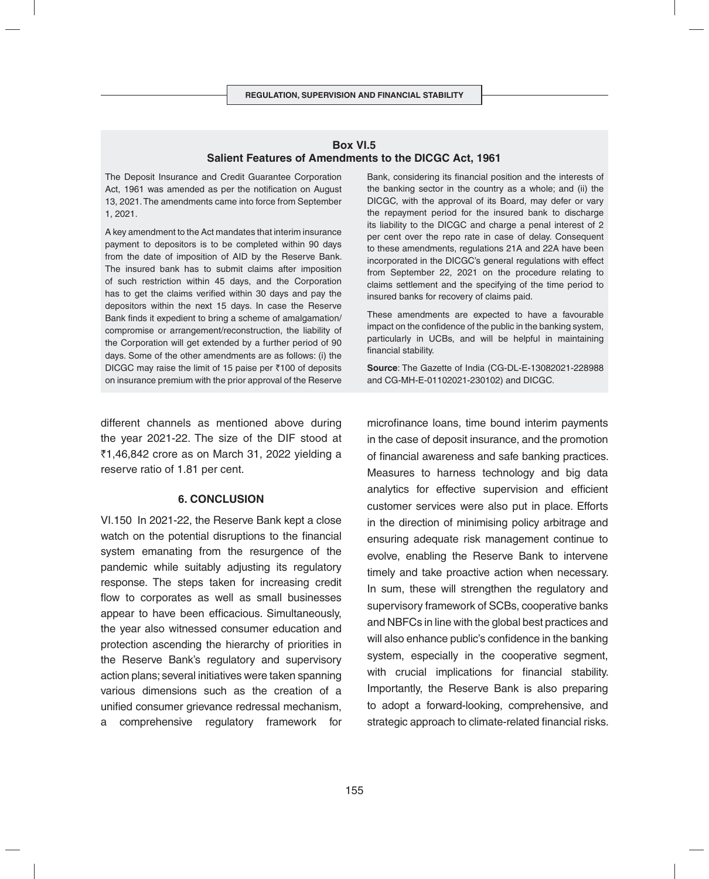## Box VI.5
### Salient Features of Amendments to the DICGC Act, 1961

The Deposit Insurance and Credit Guarantee Corporation Act, 1961 was amended as per the notification on August 13, 2021. The amendments came into force from September 1, 2021.

A key amendment to the Act mandates that interim insurance payment to depositors is to be completed within 90 days from the date of imposition of AID by the Reserve Bank. The insured bank has to submit claims after imposition of such restriction within 45 days, and the Corporation has to get the claims verified within 30 days and pay the depositors within the next 15 days. In case the Reserve Bank finds it expedient to bring a scheme of amalgamation/compromise or arrangement/reconstruction, the liability of the Corporation will get extended by a further period of 90 days. Some of the other amendments are as follows: (i) the DICGC may raise the limit of 15 paise per ₹100 of deposits on insurance premium with the prior approval of the Reserve Bank, considering its financial position and the interests of the banking sector in the country as a whole; and (ii) the DICGC, with the approval of its Board, may defer or vary the repayment period for the insured bank to discharge its liability to the DICGC and charge a penal interest of 2 per cent over the repo rate in case of delay. Consequent to these amendments, regulations 21A and 22A have been incorporated in the DICGC's general regulations with effect from September 22, 2021 on the procedure relating to claims settlement and the specifying of the time period to insured banks for recovery of claims paid.

These amendments are expected to have a favourable impact on the confidence of the public in the banking system, particularly in UCBs, and will be helpful in maintaining financial stability.

**Source**: The Gazette of India (CG-DL-E-13082021-228988 and CG-MH-E-01102021-230102) and DICGC.

different channels as mentioned above during the year 2021-22. The size of the DIF stood at ₹1,46,842 crore as on March 31, 2022 yielding a reserve ratio of 1.81 per cent.

## 6. CONCLUSION

VI.150 In 2021-22, the Reserve Bank kept a close watch on the potential disruptions to the financial system emanating from the resurgence of the pandemic while suitably adjusting its regulatory response. The steps taken for increasing credit flow to corporates as well as small businesses appear to have been efficacious. Simultaneously, the year also witnessed consumer education and protection ascending the hierarchy of priorities in the Reserve Bank's regulatory and supervisory action plans; several initiatives were taken spanning various dimensions such as the creation of a unified consumer grievance redressal mechanism, a comprehensive regulatory framework for microfinance loans, time bound interim payments in the case of deposit insurance, and the promotion of financial awareness and safe banking practices. Measures to harness technology and big data analytics for effective supervision and efficient customer services were also put in place. Efforts in the direction of minimising policy arbitrage and ensuring adequate risk management continue to evolve, enabling the Reserve Bank to intervene timely and take proactive action when necessary. In sum, these will strengthen the regulatory and supervisory framework of SCBs, cooperative banks and NBFCs in line with the global best practices and will also enhance public's confidence in the banking system, especially in the cooperative segment, with crucial implications for financial stability. Importantly, the Reserve Bank is also preparing to adopt a forward-looking, comprehensive, and strategic approach to climate-related financial risks.